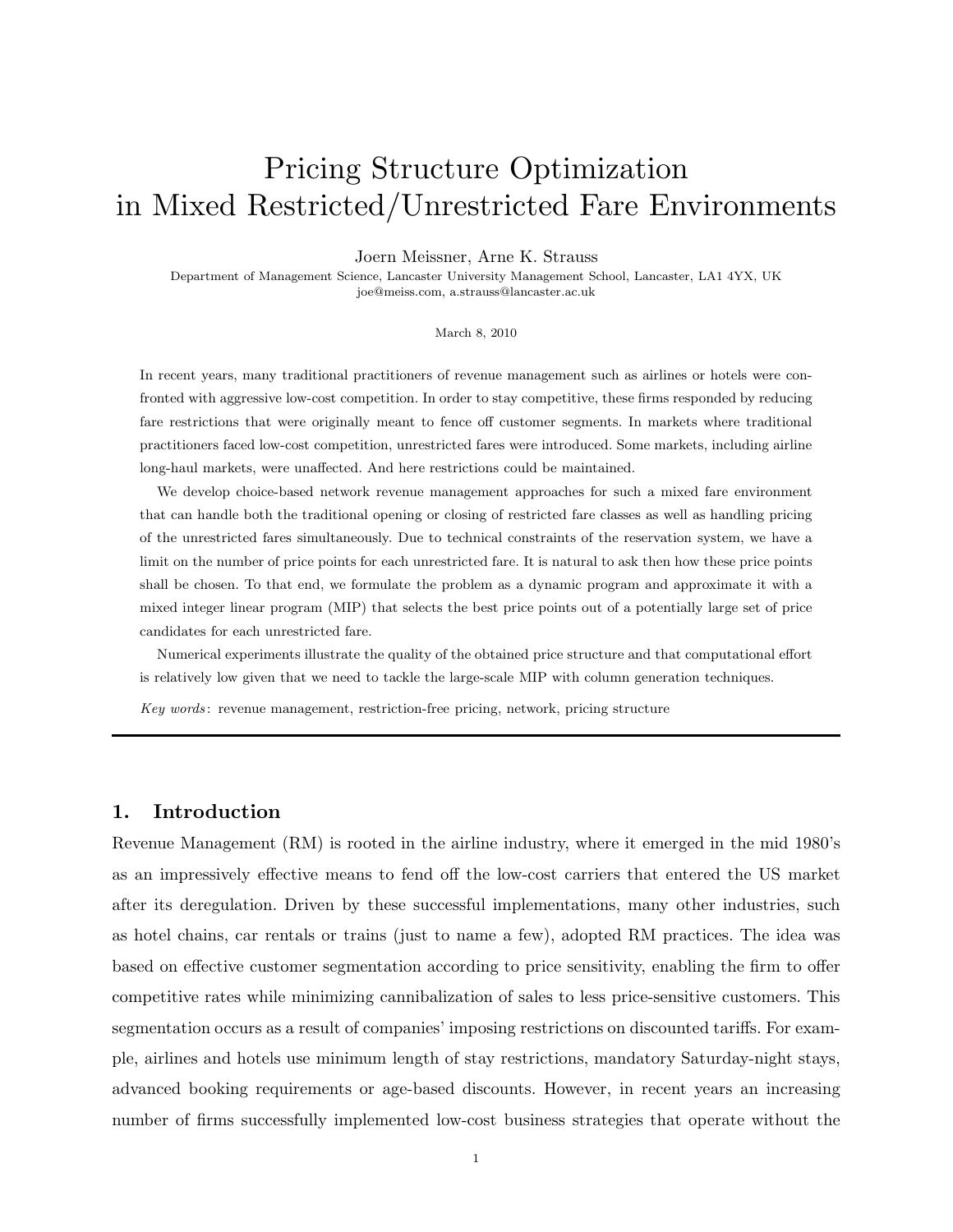# Pricing Structure Optimization
# in Mixed Restricted/Unrestricted Fare Environments

Joern Meissner, Arne K. Strauss

Department of Management Science, Lancaster University Management School, Lancaster, LA1 4YX, UK
joe@meiss.com, a.strauss@lancaster.ac.uk

March 8, 2010

In recent years, many traditional practitioners of revenue management such as airlines or hotels were confronted with aggressive low-cost competition. In order to stay competitive, these firms responded by reducing fare restrictions that were originally meant to fence off customer segments. In markets where traditional practitioners faced low-cost competition, unrestricted fares were introduced. Some markets, including airline long-haul markets, were unaffected. And here restrictions could be maintained.

We develop choice-based network revenue management approaches for such a mixed fare environment that can handle both the traditional opening or closing of restricted fare classes as well as handling pricing of the unrestricted fares simultaneously. Due to technical constraints of the reservation system, we have a limit on the number of price points for each unrestricted fare. It is natural to ask then how these price points shall be chosen. To that end, we formulate the problem as a dynamic program and approximate it with a mixed integer linear program (MIP) that selects the best price points out of a potentially large set of price candidates for each unrestricted fare.

Numerical experiments illustrate the quality of the obtained price structure and that computational effort is relatively low given that we need to tackle the large-scale MIP with column generation techniques.

*Key words*: revenue management, restriction-free pricing, network, pricing structure

## 1. Introduction

Revenue Management (RM) is rooted in the airline industry, where it emerged in the mid 1980's as an impressively effective means to fend off the low-cost carriers that entered the US market after its deregulation. Driven by these successful implementations, many other industries, such as hotel chains, car rentals or trains (just to name a few), adopted RM practices. The idea was based on effective customer segmentation according to price sensitivity, enabling the firm to offer competitive rates while minimizing cannibalization of sales to less price-sensitive customers. This segmentation occurs as a result of companies' imposing restrictions on discounted tariffs. For example, airlines and hotels use minimum length of stay restrictions, mandatory Saturday-night stays, advanced booking requirements or age-based discounts. However, in recent years an increasing number of firms successfully implemented low-cost business strategies that operate without the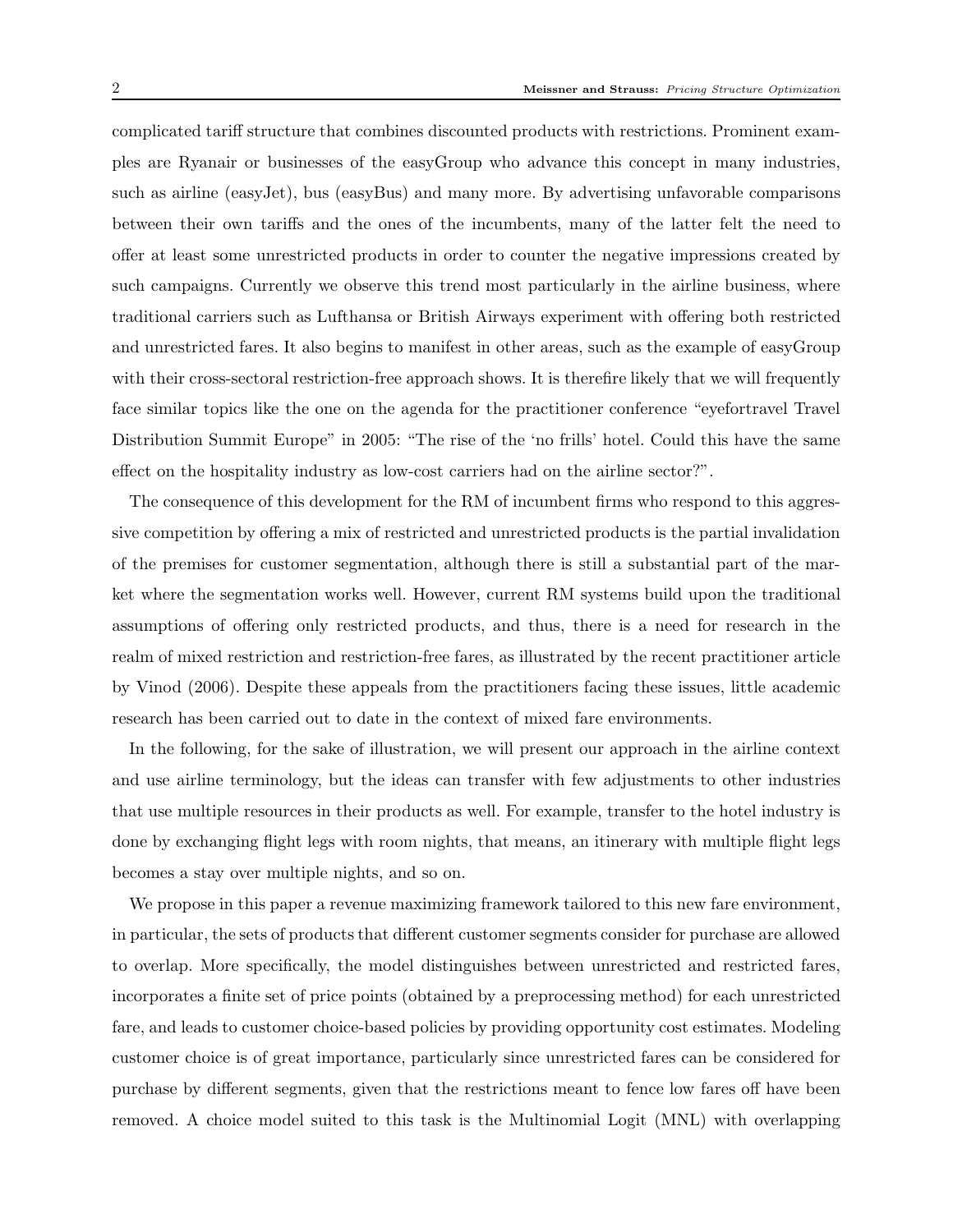complicated tariff structure that combines discounted products with restrictions. Prominent examples are Ryanair or businesses of the easyGroup who advance this concept in many industries, such as airline (easyJet), bus (easyBus) and many more. By advertising unfavorable comparisons between their own tariffs and the ones of the incumbents, many of the latter felt the need to offer at least some unrestricted products in order to counter the negative impressions created by such campaigns. Currently we observe this trend most particularly in the airline business, where traditional carriers such as Lufthansa or British Airways experiment with offering both restricted and unrestricted fares. It also begins to manifest in other areas, such as the example of easyGroup with their cross-sectoral restriction-free approach shows. It is therefire likely that we will frequently face similar topics like the one on the agenda for the practitioner conference "eyefortravel Travel Distribution Summit Europe" in 2005: "The rise of the 'no frills' hotel. Could this have the same effect on the hospitality industry as low-cost carriers had on the airline sector?".

The consequence of this development for the RM of incumbent firms who respond to this aggressive competition by offering a mix of restricted and unrestricted products is the partial invalidation of the premises for customer segmentation, although there is still a substantial part of the market where the segmentation works well. However, current RM systems build upon the traditional assumptions of offering only restricted products, and thus, there is a need for research in the realm of mixed restriction and restriction-free fares, as illustrated by the recent practitioner article by Vinod (2006). Despite these appeals from the practitioners facing these issues, little academic research has been carried out to date in the context of mixed fare environments.

In the following, for the sake of illustration, we will present our approach in the airline context and use airline terminology, but the ideas can transfer with few adjustments to other industries that use multiple resources in their products as well. For example, transfer to the hotel industry is done by exchanging flight legs with room nights, that means, an itinerary with multiple flight legs becomes a stay over multiple nights, and so on.

We propose in this paper a revenue maximizing framework tailored to this new fare environment, in particular, the sets of products that different customer segments consider for purchase are allowed to overlap. More specifically, the model distinguishes between unrestricted and restricted fares, incorporates a finite set of price points (obtained by a preprocessing method) for each unrestricted fare, and leads to customer choice-based policies by providing opportunity cost estimates. Modeling customer choice is of great importance, particularly since unrestricted fares can be considered for purchase by different segments, given that the restrictions meant to fence low fares off have been removed. A choice model suited to this task is the Multinomial Logit (MNL) with overlapping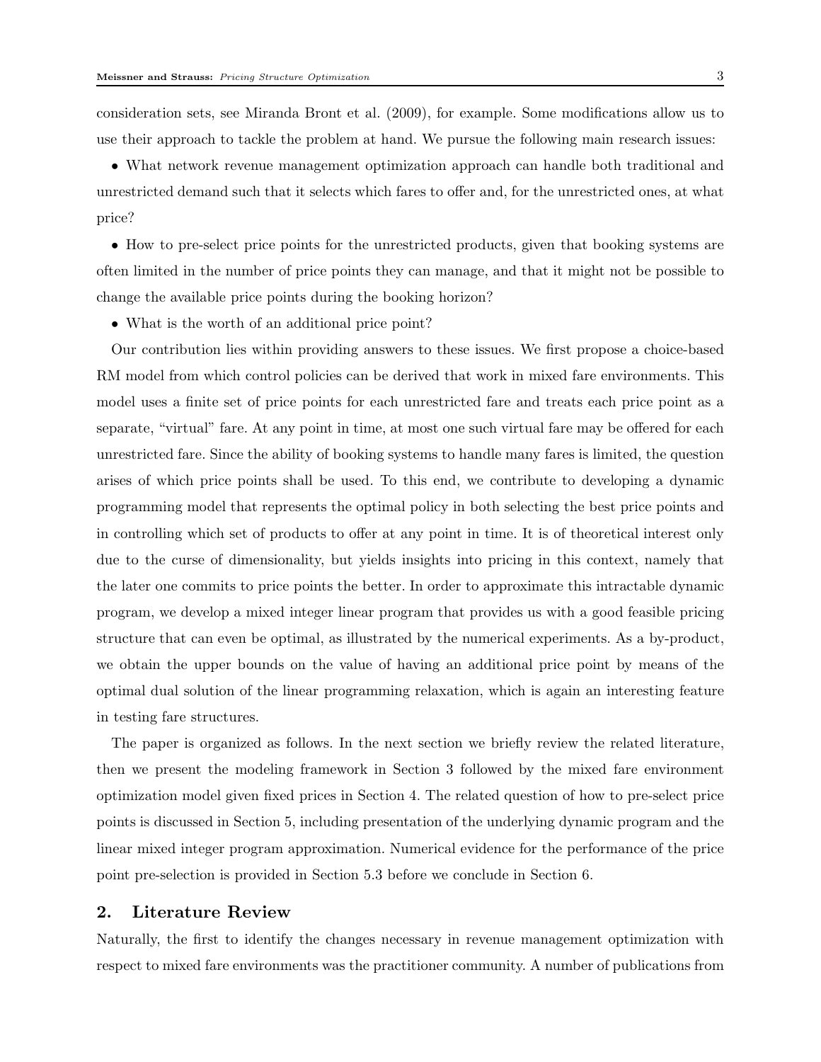consideration sets, see Miranda Bront et al. (2009), for example. Some modifications allow us to use their approach to tackle the problem at hand. We pursue the following main research issues:

- What network revenue management optimization approach can handle both traditional and unrestricted demand such that it selects which fares to offer and, for the unrestricted ones, at what price?
- How to pre-select price points for the unrestricted products, given that booking systems are often limited in the number of price points they can manage, and that it might not be possible to change the available price points during the booking horizon?
- What is the worth of an additional price point?

Our contribution lies within providing answers to these issues. We first propose a choice-based RM model from which control policies can be derived that work in mixed fare environments. This model uses a finite set of price points for each unrestricted fare and treats each price point as a separate, "virtual" fare. At any point in time, at most one such virtual fare may be offered for each unrestricted fare. Since the ability of booking systems to handle many fares is limited, the question arises of which price points shall be used. To this end, we contribute to developing a dynamic programming model that represents the optimal policy in both selecting the best price points and in controlling which set of products to offer at any point in time. It is of theoretical interest only due to the curse of dimensionality, but yields insights into pricing in this context, namely that the later one commits to price points the better. In order to approximate this intractable dynamic program, we develop a mixed integer linear program that provides us with a good feasible pricing structure that can even be optimal, as illustrated by the numerical experiments. As a by-product, we obtain the upper bounds on the value of having an additional price point by means of the optimal dual solution of the linear programming relaxation, which is again an interesting feature in testing fare structures.

The paper is organized as follows. In the next section we briefly review the related literature, then we present the modeling framework in Section 3 followed by the mixed fare environment optimization model given fixed prices in Section 4. The related question of how to pre-select price points is discussed in Section 5, including presentation of the underlying dynamic program and the linear mixed integer program approximation. Numerical evidence for the performance of the price point pre-selection is provided in Section 5.3 before we conclude in Section 6.

## 2. Literature Review

Naturally, the first to identify the changes necessary in revenue management optimization with respect to mixed fare environments was the practitioner community. A number of publications from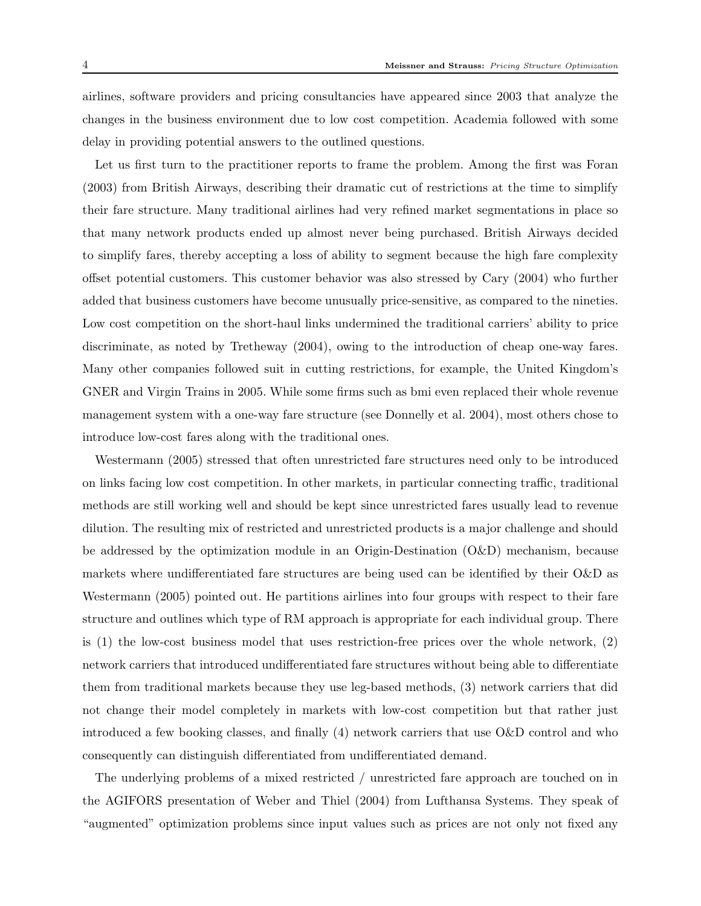airlines, software providers and pricing consultancies have appeared since 2003 that analyze the changes in the business environment due to low cost competition. Academia followed with some delay in providing potential answers to the outlined questions.

Let us first turn to the practitioner reports to frame the problem. Among the first was Foran (2003) from British Airways, describing their dramatic cut of restrictions at the time to simplify their fare structure. Many traditional airlines had very refined market segmentations in place so that many network products ended up almost never being purchased. British Airways decided to simplify fares, thereby accepting a loss of ability to segment because the high fare complexity offset potential customers. This customer behavior was also stressed by Cary (2004) who further added that business customers have become unusually price-sensitive, as compared to the nineties. Low cost competition on the short-haul links undermined the traditional carriers' ability to price discriminate, as noted by Tretheway (2004), owing to the introduction of cheap one-way fares. Many other companies followed suit in cutting restrictions, for example, the United Kingdom's GNER and Virgin Trains in 2005. While some firms such as bmi even replaced their whole revenue management system with a one-way fare structure (see Donnelly et al. 2004), most others chose to introduce low-cost fares along with the traditional ones.

Westermann (2005) stressed that often unrestricted fare structures need only to be introduced on links facing low cost competition. In other markets, in particular connecting traffic, traditional methods are still working well and should be kept since unrestricted fares usually lead to revenue dilution. The resulting mix of restricted and unrestricted products is a major challenge and should be addressed by the optimization module in an Origin-Destination (O&D) mechanism, because markets where undifferentiated fare structures are being used can be identified by their O&D as Westermann (2005) pointed out. He partitions airlines into four groups with respect to their fare structure and outlines which type of RM approach is appropriate for each individual group. There is (1) the low-cost business model that uses restriction-free prices over the whole network, (2) network carriers that introduced undifferentiated fare structures without being able to differentiate them from traditional markets because they use leg-based methods, (3) network carriers that did not change their model completely in markets with low-cost competition but that rather just introduced a few booking classes, and finally (4) network carriers that use O&D control and who consequently can distinguish differentiated from undifferentiated demand.

The underlying problems of a mixed restricted / unrestricted fare approach are touched on in the AGIFORS presentation of Weber and Thiel (2004) from Lufthansa Systems. They speak of "augmented" optimization problems since input values such as prices are not only not fixed any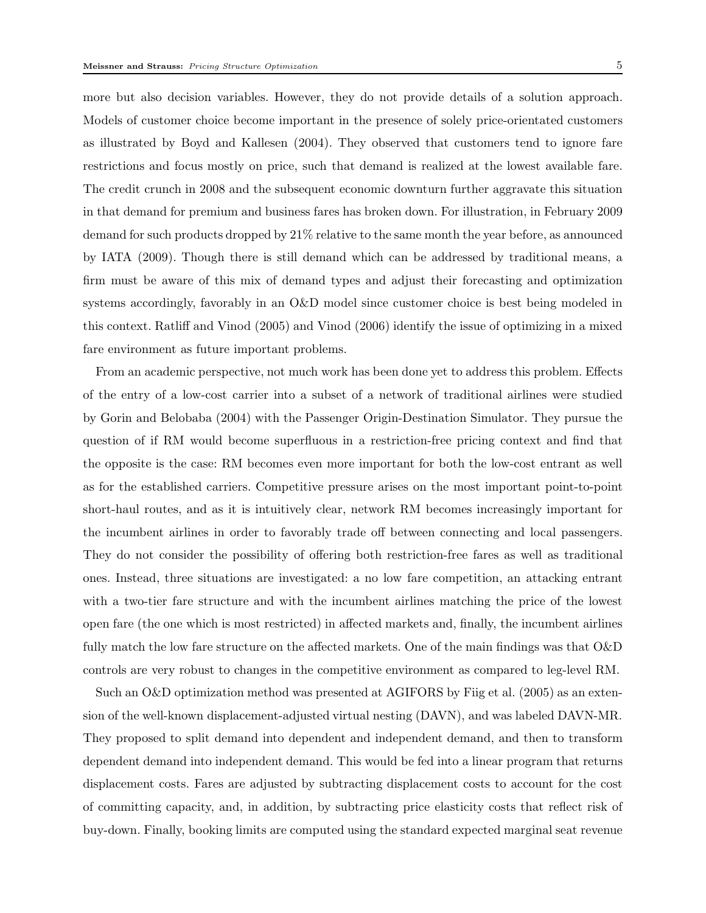more but also decision variables. However, they do not provide details of a solution approach. Models of customer choice become important in the presence of solely price-orientated customers as illustrated by Boyd and Kallesen (2004). They observed that customers tend to ignore fare restrictions and focus mostly on price, such that demand is realized at the lowest available fare. The credit crunch in 2008 and the subsequent economic downturn further aggravate this situation in that demand for premium and business fares has broken down. For illustration, in February 2009 demand for such products dropped by 21% relative to the same month the year before, as announced by IATA (2009). Though there is still demand which can be addressed by traditional means, a firm must be aware of this mix of demand types and adjust their forecasting and optimization systems accordingly, favorably in an O&D model since customer choice is best being modeled in this context. Ratliff and Vinod (2005) and Vinod (2006) identify the issue of optimizing in a mixed fare environment as future important problems.

From an academic perspective, not much work has been done yet to address this problem. Effects of the entry of a low-cost carrier into a subset of a network of traditional airlines were studied by Gorin and Belobaba (2004) with the Passenger Origin-Destination Simulator. They pursue the question of if RM would become superfluous in a restriction-free pricing context and find that the opposite is the case: RM becomes even more important for both the low-cost entrant as well as for the established carriers. Competitive pressure arises on the most important point-to-point short-haul routes, and as it is intuitively clear, network RM becomes increasingly important for the incumbent airlines in order to favorably trade off between connecting and local passengers. They do not consider the possibility of offering both restriction-free fares as well as traditional ones. Instead, three situations are investigated: a no low fare competition, an attacking entrant with a two-tier fare structure and with the incumbent airlines matching the price of the lowest open fare (the one which is most restricted) in affected markets and, finally, the incumbent airlines fully match the low fare structure on the affected markets. One of the main findings was that O&D controls are very robust to changes in the competitive environment as compared to leg-level RM.

Such an O&D optimization method was presented at AGIFORS by Fiig et al. (2005) as an extension of the well-known displacement-adjusted virtual nesting (DAVN), and was labeled DAVN-MR. They proposed to split demand into dependent and independent demand, and then to transform dependent demand into independent demand. This would be fed into a linear program that returns displacement costs. Fares are adjusted by subtracting displacement costs to account for the cost of committing capacity, and, in addition, by subtracting price elasticity costs that reflect risk of buy-down. Finally, booking limits are computed using the standard expected marginal seat revenue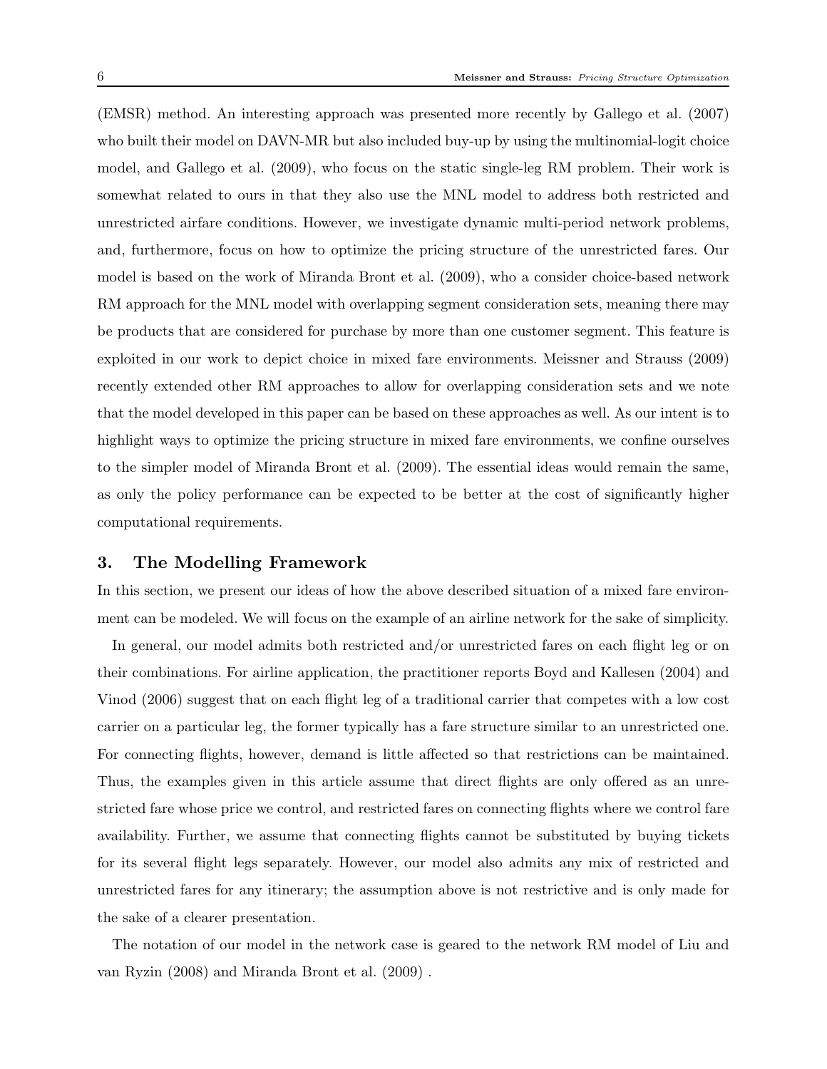(EMSR) method. An interesting approach was presented more recently by Gallego et al. (2007) who built their model on DAVN-MR but also included buy-up by using the multinomial-logit choice model, and Gallego et al. (2009), who focus on the static single-leg RM problem. Their work is somewhat related to ours in that they also use the MNL model to address both restricted and unrestricted airfare conditions. However, we investigate dynamic multi-period network problems, and, furthermore, focus on how to optimize the pricing structure of the unrestricted fares. Our model is based on the work of Miranda Bront et al. (2009), who a consider choice-based network RM approach for the MNL model with overlapping segment consideration sets, meaning there may be products that are considered for purchase by more than one customer segment. This feature is exploited in our work to depict choice in mixed fare environments. Meissner and Strauss (2009) recently extended other RM approaches to allow for overlapping consideration sets and we note that the model developed in this paper can be based on these approaches as well. As our intent is to highlight ways to optimize the pricing structure in mixed fare environments, we confine ourselves to the simpler model of Miranda Bront et al. (2009). The essential ideas would remain the same, as only the policy performance can be expected to be better at the cost of significantly higher computational requirements.

## 3. The Modelling Framework

In this section, we present our ideas of how the above described situation of a mixed fare environment can be modeled. We will focus on the example of an airline network for the sake of simplicity.

In general, our model admits both restricted and/or unrestricted fares on each flight leg or on their combinations. For airline application, the practitioner reports Boyd and Kallesen (2004) and Vinod (2006) suggest that on each flight leg of a traditional carrier that competes with a low cost carrier on a particular leg, the former typically has a fare structure similar to an unrestricted one. For connecting flights, however, demand is little affected so that restrictions can be maintained. Thus, the examples given in this article assume that direct flights are only offered as an unrestricted fare whose price we control, and restricted fares on connecting flights where we control fare availability. Further, we assume that connecting flights cannot be substituted by buying tickets for its several flight legs separately. However, our model also admits any mix of restricted and unrestricted fares for any itinerary; the assumption above is not restrictive and is only made for the sake of a clearer presentation.

The notation of our model in the network case is geared to the network RM model of Liu and van Ryzin (2008) and Miranda Bront et al. (2009) .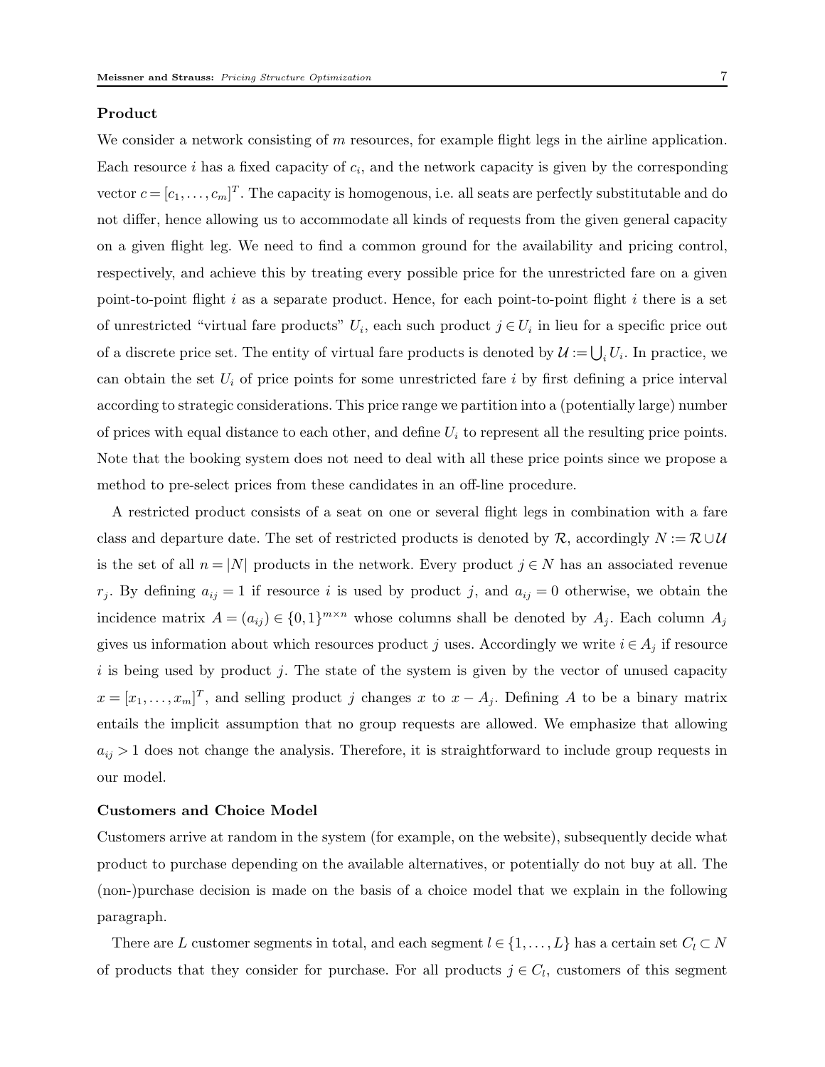**Product**

We consider a network consisting of $m$ resources, for example flight legs in the airline application. Each resource $i$ has a fixed capacity of $c_i$, and the network capacity is given by the corresponding vector $c = [c_1, \dots, c_m]^T$. The capacity is homogenous, i.e. all seats are perfectly substitutable and do not differ, hence allowing us to accommodate all kinds of requests from the given general capacity on a given flight leg. We need to find a common ground for the availability and pricing control, respectively, and achieve this by treating every possible price for the unrestricted fare on a given point-to-point flight $i$ as a separate product. Hence, for each point-to-point flight $i$ there is a set of unrestricted "virtual fare products" $U_i$, each such product $j \in U_i$ in lieu for a specific price out of a discrete price set. The entity of virtual fare products is denoted by $\mathcal{U} := \bigcup_i U_i$. In practice, we can obtain the set $U_i$ of price points for some unrestricted fare $i$ by first defining a price interval according to strategic considerations. This price range we partition into a (potentially large) number of prices with equal distance to each other, and define $U_i$ to represent all the resulting price points. Note that the booking system does not need to deal with all these price points since we propose a method to pre-select prices from these candidates in an off-line procedure.

A restricted product consists of a seat on one or several flight legs in combination with a fare class and departure date. The set of restricted products is denoted by $\mathcal{R}$, accordingly $N := \mathcal{R} \cup \mathcal{U}$ is the set of all $n = |N|$ products in the network. Every product $j \in N$ has an associated revenue $r_j$. By defining $a_{ij} = 1$ if resource $i$ is used by product $j$, and $a_{ij} = 0$ otherwise, we obtain the incidence matrix $A = (a_{ij}) \in \{0,1\}^{m \times n}$ whose columns shall be denoted by $A_j$. Each column $A_j$ gives us information about which resources product $j$ uses. Accordingly we write $i \in A_j$ if resource $i$ is being used by product $j$. The state of the system is given by the vector of unused capacity $x = [x_1, \dots, x_m]^T$, and selling product $j$ changes $x$ to $x - A_j$. Defining $A$ to be a binary matrix entails the implicit assumption that no group requests are allowed. We emphasize that allowing $a_{ij} > 1$ does not change the analysis. Therefore, it is straightforward to include group requests in our model.

**Customers and Choice Model**

Customers arrive at random in the system (for example, on the website), subsequently decide what product to purchase depending on the available alternatives, or potentially do not buy at all. The (non-)purchase decision is made on the basis of a choice model that we explain in the following paragraph.

There are $L$ customer segments in total, and each segment $l \in \{1, \dots, L\}$ has a certain set $C_l \subset N$ of products that they consider for purchase. For all products $j \in C_l$, customers of this segment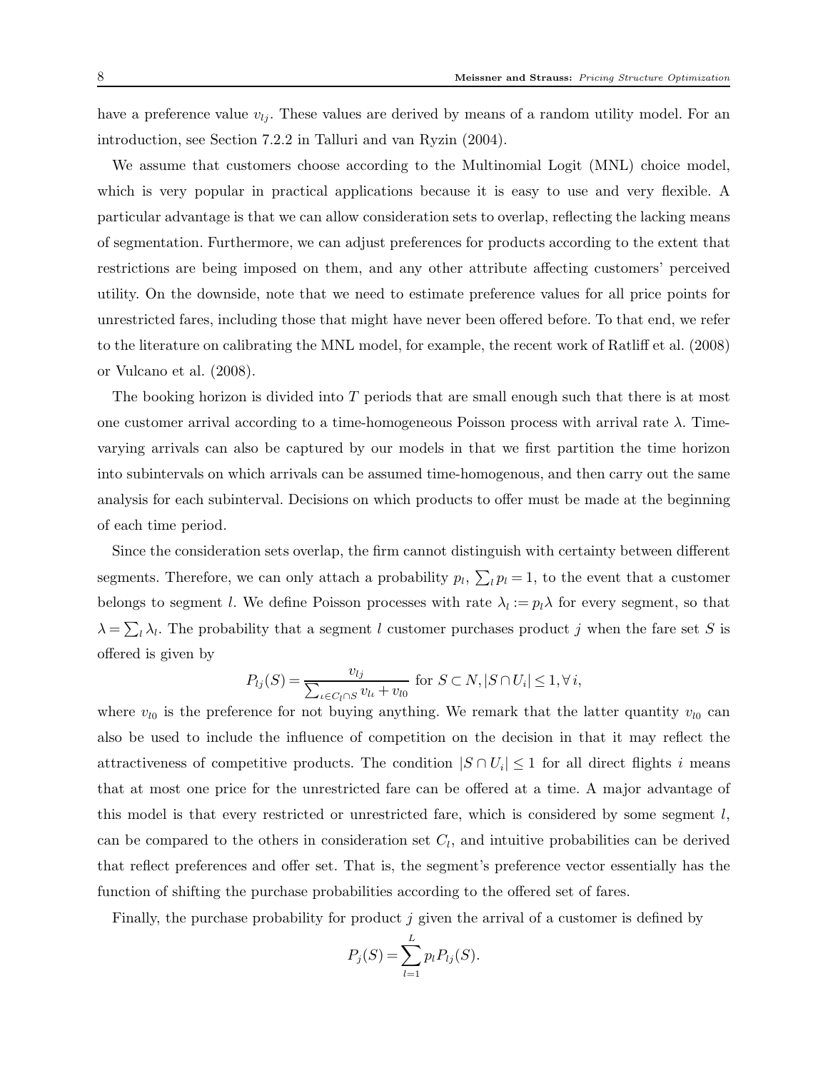have a preference value $v_{lj}$. These values are derived by means of a random utility model. For an introduction, see Section 7.2.2 in Talluri and van Ryzin (2004).

We assume that customers choose according to the Multinomial Logit (MNL) choice model, which is very popular in practical applications because it is easy to use and very flexible. A particular advantage is that we can allow consideration sets to overlap, reflecting the lacking means of segmentation. Furthermore, we can adjust preferences for products according to the extent that restrictions are being imposed on them, and any other attribute affecting customers' perceived utility. On the downside, note that we need to estimate preference values for all price points for unrestricted fares, including those that might have never been offered before. To that end, we refer to the literature on calibrating the MNL model, for example, the recent work of Ratliff et al. (2008) or Vulcano et al. (2008).

The booking horizon is divided into $T$ periods that are small enough such that there is at most one customer arrival according to a time-homogeneous Poisson process with arrival rate $\lambda$. Time-varying arrivals can also be captured by our models in that we first partition the time horizon into subintervals on which arrivals can be assumed time-homogenous, and then carry out the same analysis for each subinterval. Decisions on which products to offer must be made at the beginning of each time period.

Since the consideration sets overlap, the firm cannot distinguish with certainty between different segments. Therefore, we can only attach a probability $p_l$, $\sum_l p_l = 1$, to the event that a customer belongs to segment $l$. We define Poisson processes with rate $\lambda_l := p_l \lambda$ for every segment, so that $\lambda = \sum_l \lambda_l$. The probability that a segment $l$ customer purchases product $j$ when the fare set $S$ is offered is given by

$$P_{lj}(S) = \frac{v_{lj}}{\sum_{\iota \in C_l \cap S} v_{l\iota} + v_{l0}} \text{ for } S \subset N, |S \cap U_i| \leq 1, \forall i,$$

where $v_{l0}$ is the preference for not buying anything. We remark that the latter quantity $v_{l0}$ can also be used to include the influence of competition on the decision in that it may reflect the attractiveness of competitive products. The condition $|S \cap U_i| \leq 1$ for all direct flights $i$ means that at most one price for the unrestricted fare can be offered at a time. A major advantage of this model is that every restricted or unrestricted fare, which is considered by some segment $l$, can be compared to the others in consideration set $C_l$, and intuitive probabilities can be derived that reflect preferences and offer set. That is, the segment's preference vector essentially has the function of shifting the purchase probabilities according to the offered set of fares.

Finally, the purchase probability for product $j$ given the arrival of a customer is defined by

$$P_j(S) = \sum_{l=1}^{L} p_l P_{lj}(S).$$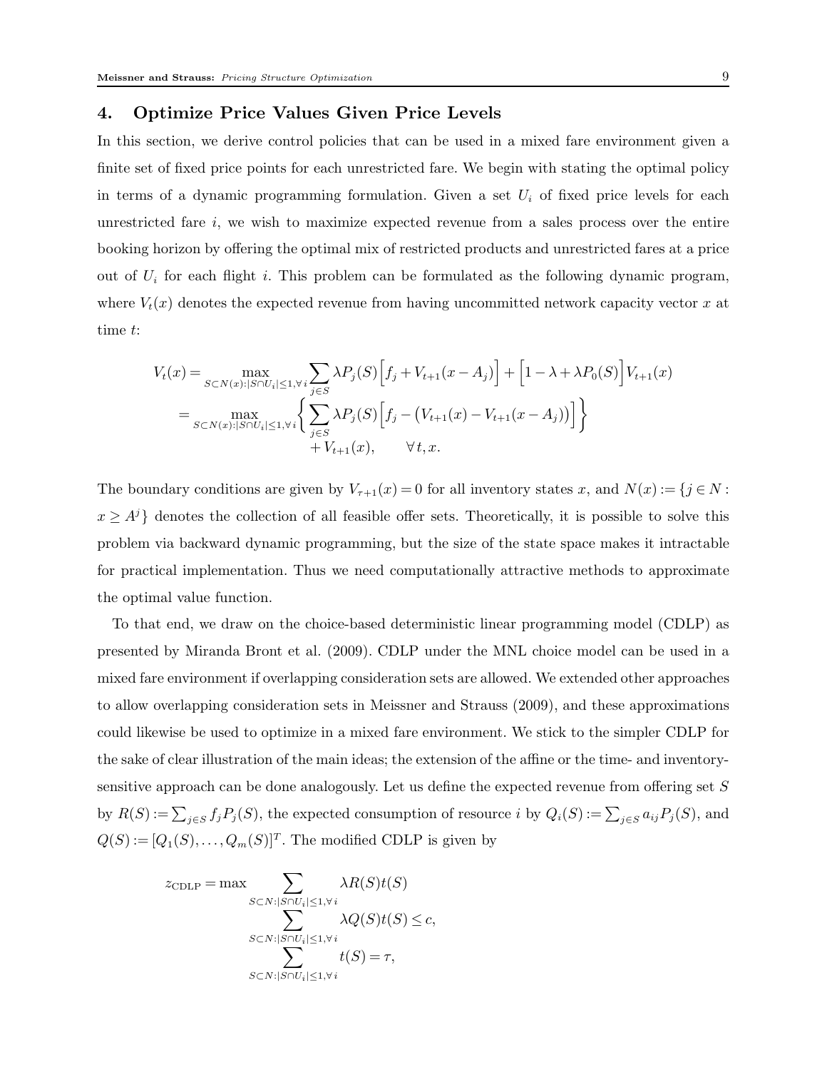## 4. Optimize Price Values Given Price Levels

In this section, we derive control policies that can be used in a mixed fare environment given a finite set of fixed price points for each unrestricted fare. We begin with stating the optimal policy in terms of a dynamic programming formulation. Given a set $U_i$ of fixed price levels for each unrestricted fare $i$, we wish to maximize expected revenue from a sales process over the entire booking horizon by offering the optimal mix of restricted products and unrestricted fares at a price out of $U_i$ for each flight $i$. This problem can be formulated as the following dynamic program, where $V_t(x)$ denotes the expected revenue from having uncommitted network capacity vector $x$ at time $t$:

$$
\begin{aligned}
V_t(x) &= \max_{S \subset N(x): |S \cap U_i| \leq 1, \forall i} \sum_{j \in S} \lambda P_j(S) \Big[ f_j + V_{t+1}(x - A_j) \Big] + \Big[ 1 - \lambda + \lambda P_0(S) \Big] V_{t+1}(x) \\
&= \max_{S \subset N(x): |S \cap U_i| \leq 1, \forall i} \left\{ \sum_{j \in S} \lambda P_j(S) \Big[ f_j - \big( V_{t+1}(x) - V_{t+1}(x - A_j) \big) \Big] \right\} \\
&\quad + V_{t+1}(x), \qquad \forall t, x.
\end{aligned}
$$

The boundary conditions are given by $V_{\tau+1}(x) = 0$ for all inventory states $x$, and $N(x) := \{ j \in N : x \geq A^j \}$ denotes the collection of all feasible offer sets. Theoretically, it is possible to solve this problem via backward dynamic programming, but the size of the state space makes it intractable for practical implementation. Thus we need computationally attractive methods to approximate the optimal value function.

To that end, we draw on the choice-based deterministic linear programming model (CDLP) as presented by Miranda Bront et al. (2009). CDLP under the MNL choice model can be used in a mixed fare environment if overlapping consideration sets are allowed. We extended other approaches to allow overlapping consideration sets in Meissner and Strauss (2009), and these approximations could likewise be used to optimize in a mixed fare environment. We stick to the simpler CDLP for the sake of clear illustration of the main ideas; the extension of the affine or the time- and inventory-sensitive approach can be done analogously. Let us define the expected revenue from offering set $S$ by $R(S) := \sum_{j \in S} f_j P_j(S)$, the expected consumption of resource $i$ by $Q_i(S) := \sum_{j \in S} a_{ij} P_j(S)$, and $Q(S) := [Q_1(S), \ldots, Q_m(S)]^T$. The modified CDLP is given by

$$
\begin{aligned}
z_{\text{CDLP}} = \max & \sum_{S \subset N: |S \cap U_i| \leq 1, \forall i} \lambda R(S) t(S) \\
& \sum_{S \subset N: |S \cap U_i| \leq 1, \forall i} \lambda Q(S) t(S) \leq c, \\
& \sum_{S \subset N: |S \cap U_i| \leq 1, \forall i} t(S) = \tau,
\end{aligned}
$$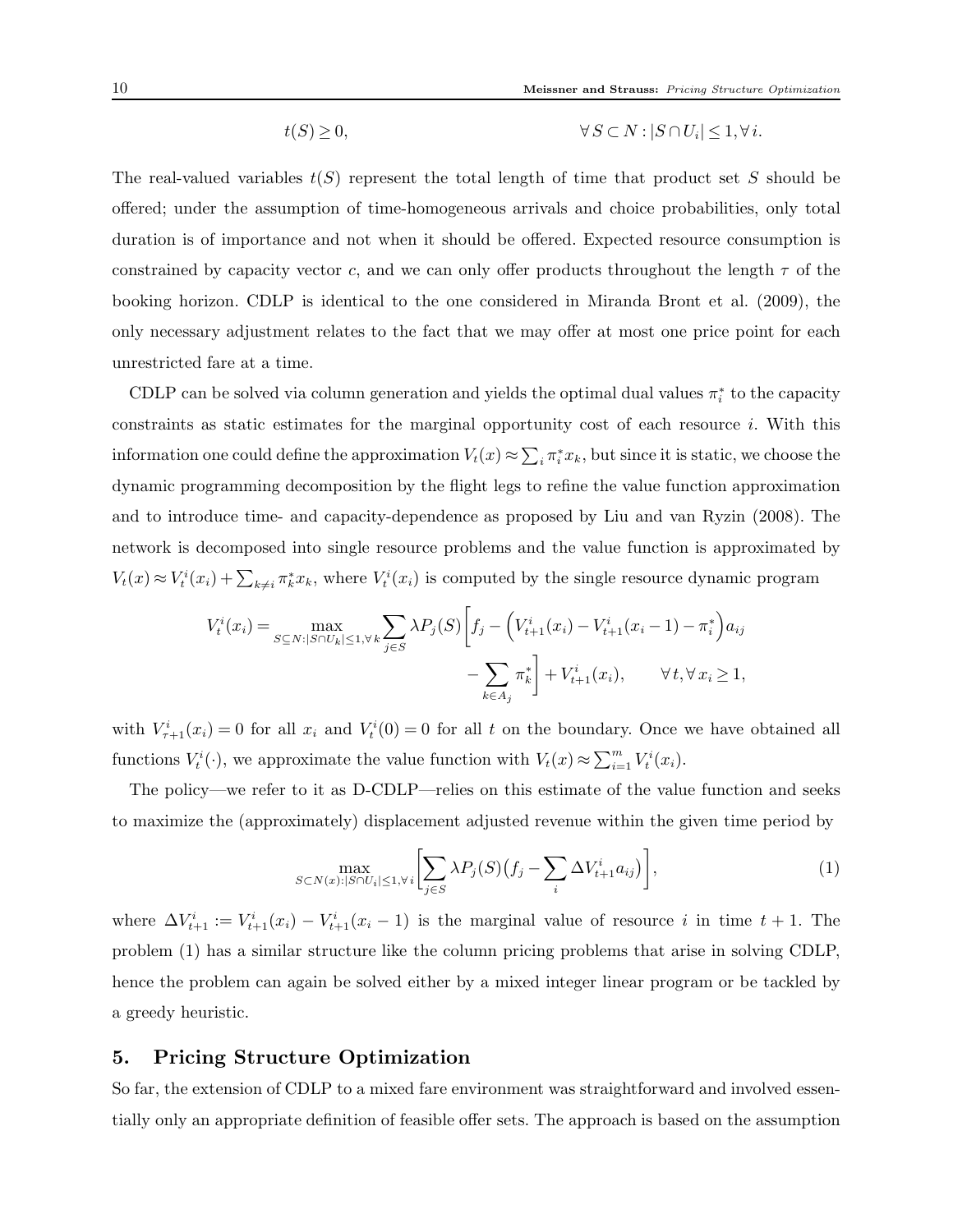$$t(S) \geq 0, \qquad\qquad \forall\, S \subset N : |S \cap U_i| \leq 1, \forall\, i.$$

The real-valued variables $t(S)$ represent the total length of time that product set $S$ should be offered; under the assumption of time-homogeneous arrivals and choice probabilities, only total duration is of importance and not when it should be offered. Expected resource consumption is constrained by capacity vector $c$, and we can only offer products throughout the length $\tau$ of the booking horizon. CDLP is identical to the one considered in Miranda Bront et al. (2009), the only necessary adjustment relates to the fact that we may offer at most one price point for each unrestricted fare at a time.

CDLP can be solved via column generation and yields the optimal dual values $\pi_i^*$ to the capacity constraints as static estimates for the marginal opportunity cost of each resource $i$. With this information one could define the approximation $V_t(x) \approx \sum_i \pi_i^* x_k$, but since it is static, we choose the dynamic programming decomposition by the flight legs to refine the value function approximation and to introduce time- and capacity-dependence as proposed by Liu and van Ryzin (2008). The network is decomposed into single resource problems and the value function is approximated by $V_t(x) \approx V_t^i(x_i) + \sum_{k \neq i} \pi_k^* x_k$, where $V_t^i(x_i)$ is computed by the single resource dynamic program

$$V_t^i(x_i) = \max_{S \subseteq N : |S \cap U_k| \leq 1, \forall\, k} \sum_{j \in S} \lambda P_j(S) \bigg[ f_j - \Big( V_{t+1}^i(x_i) - V_{t+1}^i(x_i - 1) - \pi_i^* \Big) a_{ij} - \sum_{k \in A_j} \pi_k^* \bigg] + V_{t+1}^i(x_i), \qquad \forall\, t, \forall\, x_i \geq 1,$$

with $V_{\tau+1}^i(x_i) = 0$ for all $x_i$ and $V_t^i(0) = 0$ for all $t$ on the boundary. Once we have obtained all functions $V_t^i(\cdot)$, we approximate the value function with $V_t(x) \approx \sum_{i=1}^m V_t^i(x_i)$.

The policy—we refer to it as D-CDLP—relies on this estimate of the value function and seeks to maximize the (approximately) displacement adjusted revenue within the given time period by

$$\max_{S \subset N(x) : |S \cap U_i| \leq 1, \forall\, i} \bigg[ \sum_{j \in S} \lambda P_j(S) \big( f_j - \sum_i \Delta V_{t+1}^i a_{ij} \big) \bigg], \tag{1}$$

where $\Delta V_{t+1}^i := V_{t+1}^i(x_i) - V_{t+1}^i(x_i - 1)$ is the marginal value of resource $i$ in time $t+1$. The problem (1) has a similar structure like the column pricing problems that arise in solving CDLP, hence the problem can again be solved either by a mixed integer linear program or be tackled by a greedy heuristic.

## 5. Pricing Structure Optimization

So far, the extension of CDLP to a mixed fare environment was straightforward and involved essentially only an appropriate definition of feasible offer sets. The approach is based on the assumption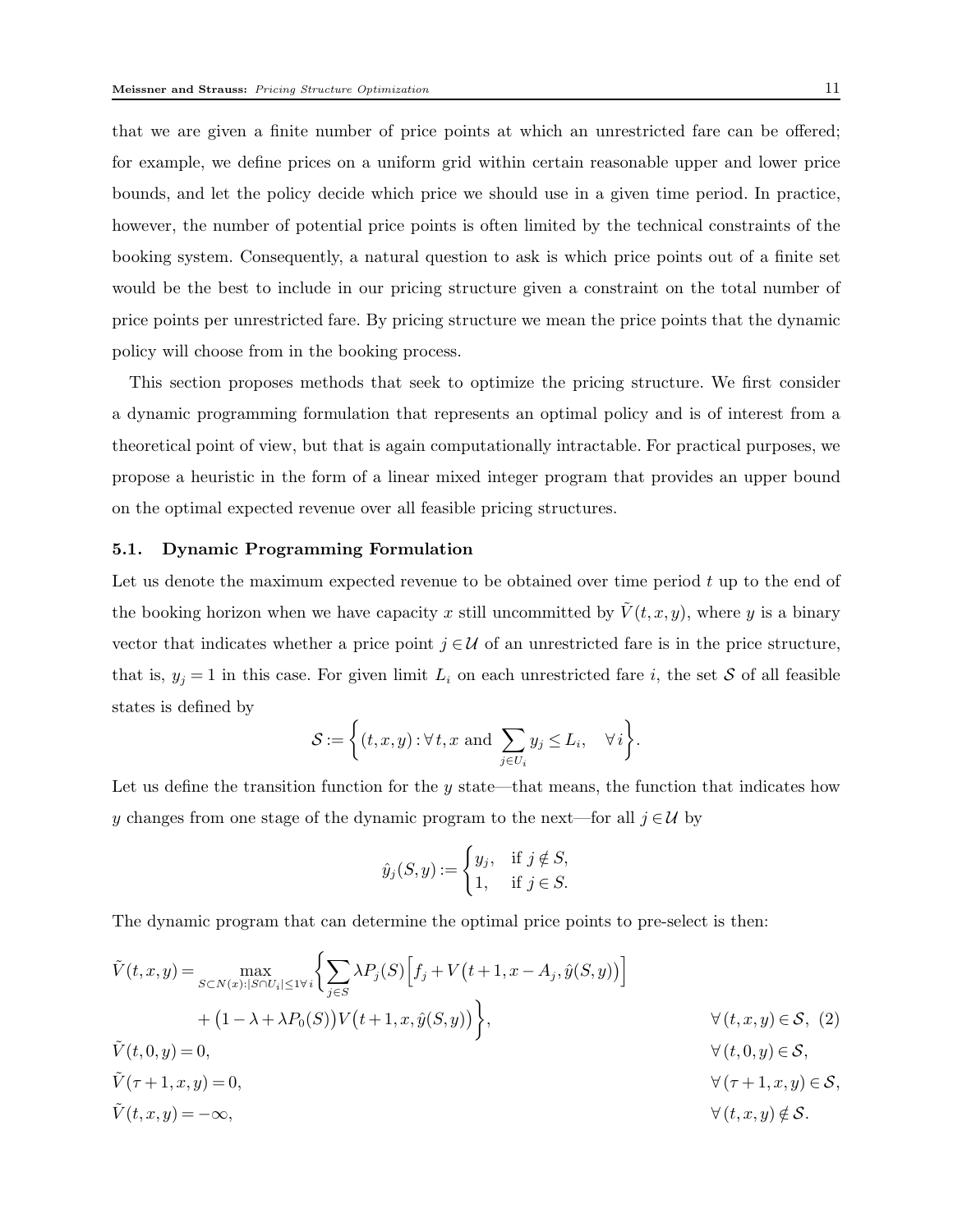that we are given a finite number of price points at which an unrestricted fare can be offered; for example, we define prices on a uniform grid within certain reasonable upper and lower price bounds, and let the policy decide which price we should use in a given time period. In practice, however, the number of potential price points is often limited by the technical constraints of the booking system. Consequently, a natural question to ask is which price points out of a finite set would be the best to include in our pricing structure given a constraint on the total number of price points per unrestricted fare. By pricing structure we mean the price points that the dynamic policy will choose from in the booking process.

This section proposes methods that seek to optimize the pricing structure. We first consider a dynamic programming formulation that represents an optimal policy and is of interest from a theoretical point of view, but that is again computationally intractable. For practical purposes, we propose a heuristic in the form of a linear mixed integer program that provides an upper bound on the optimal expected revenue over all feasible pricing structures.

### 5.1. Dynamic Programming Formulation

Let us denote the maximum expected revenue to be obtained over time period $t$ up to the end of the booking horizon when we have capacity $x$ still uncommitted by $\tilde{V}(t,x,y)$, where $y$ is a binary vector that indicates whether a price point $j \in \mathcal{U}$ of an unrestricted fare is in the price structure, that is, $y_j = 1$ in this case. For given limit $L_i$ on each unrestricted fare $i$, the set $\mathcal{S}$ of all feasible states is defined by

$$\mathcal{S} := \left\{ (t,x,y) : \forall\, t, x \text{ and } \sum_{j \in U_i} y_j \leq L_i, \quad \forall\, i \right\}.$$

Let us define the transition function for the $y$ state—that means, the function that indicates how $y$ changes from one stage of the dynamic program to the next—for all $j \in \mathcal{U}$ by

$$\hat{y}_j(S,y) := \begin{cases} y_j, & \text{if } j \notin S, \\ 1, & \text{if } j \in S. \end{cases}$$

The dynamic program that can determine the optimal price points to pre-select is then:

$$
\begin{aligned}
\tilde{V}(t,x,y) &= \max_{S \subset N(x): |S \cap U_i| \leq 1 \forall\, i} \left\{ \sum_{j \in S} \lambda P_j(S) \Big[ f_j + V\big(t+1, x - A_j, \hat{y}(S,y)\big) \Big] \right. \\
&\qquad \left. + \big(1 - \lambda + \lambda P_0(S)\big) V\big(t+1, x, \hat{y}(S,y)\big) \right\}, && \forall\, (t,x,y) \in \mathcal{S}, \quad (2) \\
\tilde{V}(t,0,y) &= 0, && \forall\, (t,0,y) \in \mathcal{S}, \\
\tilde{V}(\tau+1,x,y) &= 0, && \forall\, (\tau+1,x,y) \in \mathcal{S}, \\
\tilde{V}(t,x,y) &= -\infty, && \forall\, (t,x,y) \notin \mathcal{S}.
\end{aligned}
$$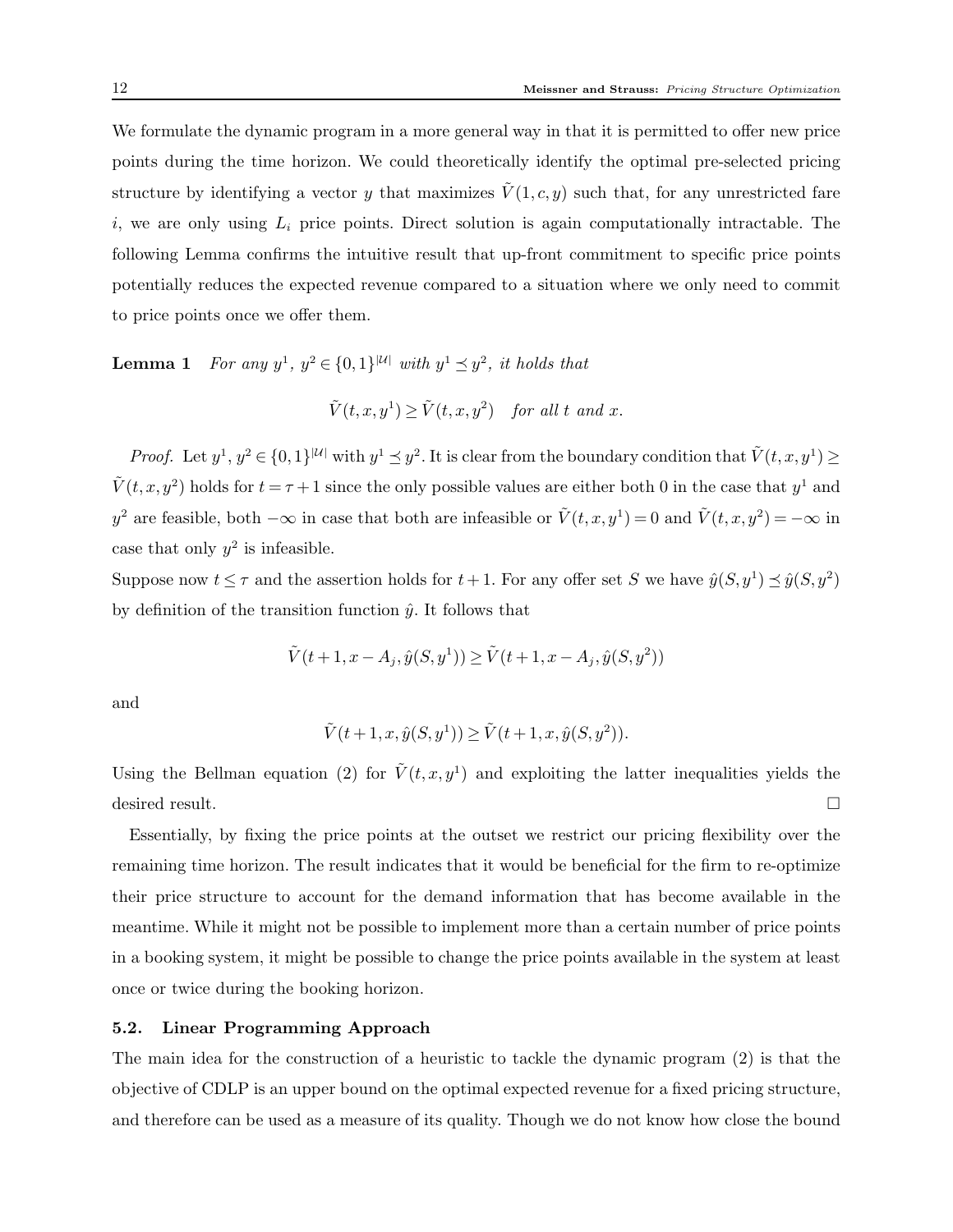We formulate the dynamic program in a more general way in that it is permitted to offer new price points during the time horizon. We could theoretically identify the optimal pre-selected pricing structure by identifying a vector $y$ that maximizes $\tilde{V}(1,c,y)$ such that, for any unrestricted fare $i$, we are only using $L_i$ price points. Direct solution is again computationally intractable. The following Lemma confirms the intuitive result that up-front commitment to specific price points potentially reduces the expected revenue compared to a situation where we only need to commit to price points once we offer them.

**Lemma 1** *For any $y^1$, $y^2 \in \{0,1\}^{|\mathcal{U}|}$ with $y^1 \preceq y^2$, it holds that*

$$\tilde{V}(t,x,y^1) \geq \tilde{V}(t,x,y^2) \quad \text{for all } t \text{ and } x.$$

*Proof.* Let $y^1$, $y^2 \in \{0,1\}^{|\mathcal{U}|}$ with $y^1 \preceq y^2$. It is clear from the boundary condition that $\tilde{V}(t,x,y^1) \geq \tilde{V}(t,x,y^2)$ holds for $t = \tau+1$ since the only possible values are either both 0 in the case that $y^1$ and $y^2$ are feasible, both $-\infty$ in case that both are infeasible or $\tilde{V}(t,x,y^1) = 0$ and $\tilde{V}(t,x,y^2) = -\infty$ in case that only $y^2$ is infeasible.

Suppose now $t \leq \tau$ and the assertion holds for $t+1$. For any offer set $S$ we have $\hat{y}(S,y^1) \preceq \hat{y}(S,y^2)$ by definition of the transition function $\hat{y}$. It follows that

$$\tilde{V}(t+1, x - A_j, \hat{y}(S,y^1)) \geq \tilde{V}(t+1, x - A_j, \hat{y}(S,y^2))$$

and

$$\tilde{V}(t+1, x, \hat{y}(S,y^1)) \geq \tilde{V}(t+1, x, \hat{y}(S,y^2)).$$

Using the Bellman equation (2) for $\tilde{V}(t,x,y^1)$ and exploiting the latter inequalities yields the desired result. □

Essentially, by fixing the price points at the outset we restrict our pricing flexibility over the remaining time horizon. The result indicates that it would be beneficial for the firm to re-optimize their price structure to account for the demand information that has become available in the meantime. While it might not be possible to implement more than a certain number of price points in a booking system, it might be possible to change the price points available in the system at least once or twice during the booking horizon.

### 5.2. Linear Programming Approach

The main idea for the construction of a heuristic to tackle the dynamic program (2) is that the objective of CDLP is an upper bound on the optimal expected revenue for a fixed pricing structure, and therefore can be used as a measure of its quality. Though we do not know how close the bound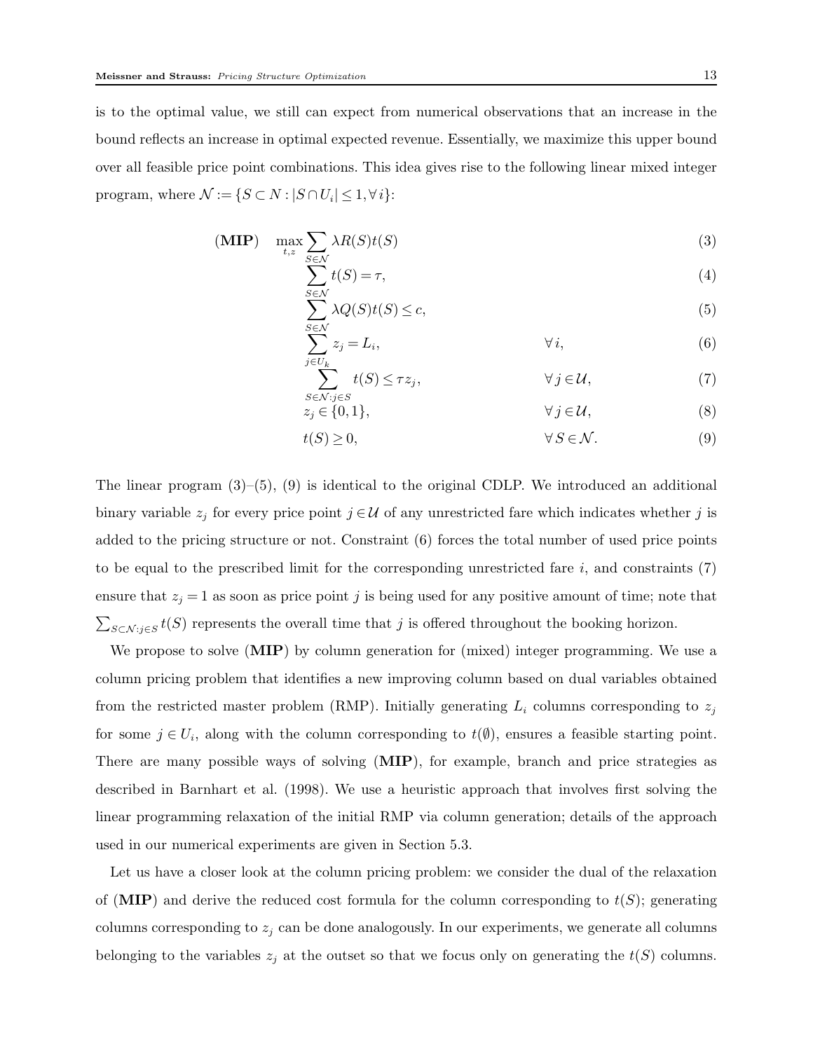is to the optimal value, we still can expect from numerical observations that an increase in the bound reflects an increase in optimal expected revenue. Essentially, we maximize this upper bound over all feasible price point combinations. This idea gives rise to the following linear mixed integer program, where $\mathcal{N} := \{S \subset N : |S \cap U_i| \leq 1, \forall i\}$:

$$
\begin{aligned}
(\mathbf{MIP}) \quad & \max_{t,z} \sum_{S \in \mathcal{N}} \lambda R(S) t(S) && (3) \\
& \sum_{S \in \mathcal{N}} t(S) = \tau, && (4) \\
& \sum_{S \in \mathcal{N}} \lambda Q(S) t(S) \leq c, && (5) \\
& \sum_{j \in U_k} z_j = L_i, \qquad \forall i, && (6) \\
& \sum_{S \in \mathcal{N}: j \in S} t(S) \leq \tau z_j, \qquad \forall j \in \mathcal{U}, && (7) \\
& z_j \in \{0,1\}, \qquad \forall j \in \mathcal{U}, && (8) \\
& t(S) \geq 0, \qquad \forall S \in \mathcal{N}. && (9)
\end{aligned}
$$

The linear program (3)–(5), (9) is identical to the original CDLP. We introduced an additional binary variable $z_j$ for every price point $j \in \mathcal{U}$ of any unrestricted fare which indicates whether $j$ is added to the pricing structure or not. Constraint (6) forces the total number of used price points to be equal to the prescribed limit for the corresponding unrestricted fare $i$, and constraints (7) ensure that $z_j = 1$ as soon as price point $j$ is being used for any positive amount of time; note that $\sum_{S \subset \mathcal{N}: j \in S} t(S)$ represents the overall time that $j$ is offered throughout the booking horizon.

We propose to solve (**MIP**) by column generation for (mixed) integer programming. We use a column pricing problem that identifies a new improving column based on dual variables obtained from the restricted master problem (RMP). Initially generating $L_i$ columns corresponding to $z_j$ for some $j \in U_i$, along with the column corresponding to $t(\emptyset)$, ensures a feasible starting point. There are many possible ways of solving (**MIP**), for example, branch and price strategies as described in Barnhart et al. (1998). We use a heuristic approach that involves first solving the linear programming relaxation of the initial RMP via column generation; details of the approach used in our numerical experiments are given in Section 5.3.

Let us have a closer look at the column pricing problem: we consider the dual of the relaxation of (**MIP**) and derive the reduced cost formula for the column corresponding to $t(S)$; generating columns corresponding to $z_j$ can be done analogously. In our experiments, we generate all columns belonging to the variables $z_j$ at the outset so that we focus only on generating the $t(S)$ columns.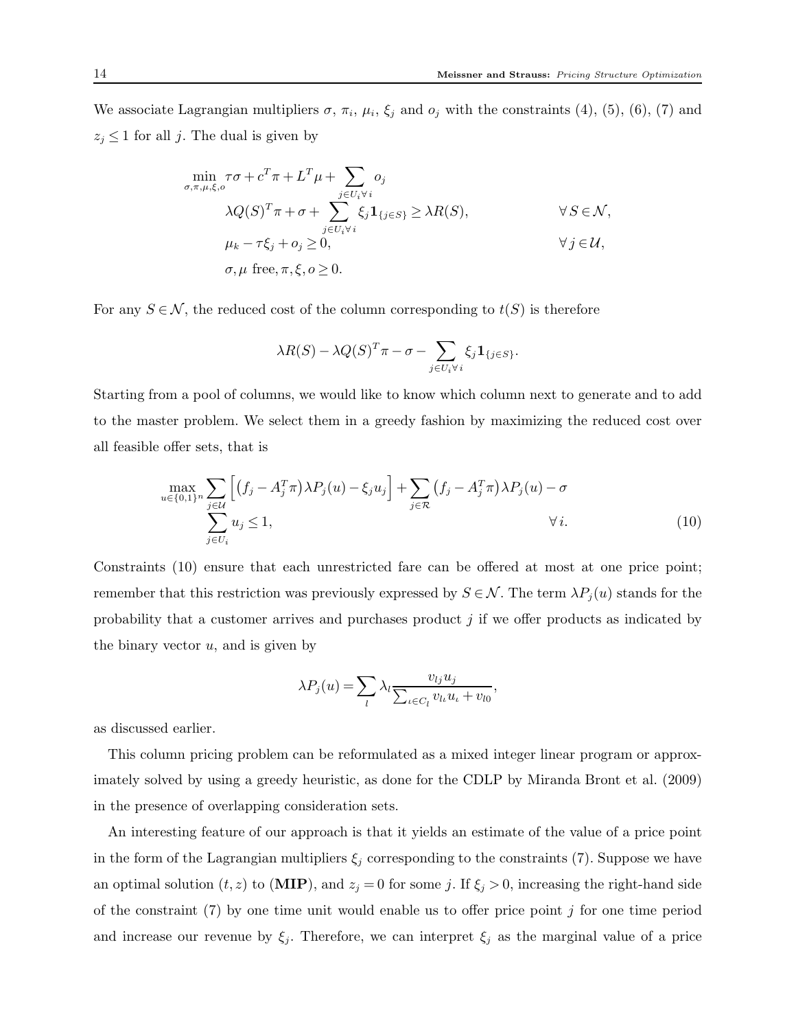We associate Lagrangian multipliers $\sigma$, $\pi_i$, $\mu_i$, $\xi_j$ and $o_j$ with the constraints (4), (5), (6), (7) and $z_j \leq 1$ for all $j$. The dual is given by

$$
\begin{aligned}
\min_{\sigma,\pi,\mu,\xi,o} \; & \tau\sigma + c^T\pi + L^T\mu + \sum_{j \in U_i \forall i} o_j \\
& \lambda Q(S)^T\pi + \sigma + \sum_{j \in U_i \forall i} \xi_j \mathbf{1}_{\{j \in S\}} \geq \lambda R(S), && \forall\, S \in \mathcal{N}, \\
& \mu_k - \tau\xi_j + o_j \geq 0, && \forall\, j \in \mathcal{U}, \\
& \sigma, \mu \text{ free}, \pi, \xi, o \geq 0.
\end{aligned}
$$

For any $S \in \mathcal{N}$, the reduced cost of the column corresponding to $t(S)$ is therefore

$$
\lambda R(S) - \lambda Q(S)^T\pi - \sigma - \sum_{j \in U_i \forall i} \xi_j \mathbf{1}_{\{j \in S\}}.
$$

Starting from a pool of columns, we would like to know which column next to generate and to add to the master problem. We select them in a greedy fashion by maximizing the reduced cost over all feasible offer sets, that is

$$
\begin{aligned}
\max_{u \in \{0,1\}^n} \; & \sum_{j \in \mathcal{U}} \Big[ \big(f_j - A_j^T\pi\big)\lambda P_j(u) - \xi_j u_j \Big] + \sum_{j \in \mathcal{R}} \big(f_j - A_j^T\pi\big)\lambda P_j(u) - \sigma \\
& \sum_{j \in U_i} u_j \leq 1, && \forall\, i. \qquad (10)
\end{aligned}
$$

Constraints (10) ensure that each unrestricted fare can be offered at most at one price point; remember that this restriction was previously expressed by $S \in \mathcal{N}$. The term $\lambda P_j(u)$ stands for the probability that a customer arrives and purchases product $j$ if we offer products as indicated by the binary vector $u$, and is given by

$$
\lambda P_j(u) = \sum_l \lambda_l \frac{v_{lj} u_j}{\sum_{\iota \in C_l} v_{l\iota} u_\iota + v_{l0}},
$$

as discussed earlier.

This column pricing problem can be reformulated as a mixed integer linear program or approximately solved by using a greedy heuristic, as done for the CDLP by Miranda Bront et al. (2009) in the presence of overlapping consideration sets.

An interesting feature of our approach is that it yields an estimate of the value of a price point in the form of the Lagrangian multipliers $\xi_j$ corresponding to the constraints (7). Suppose we have an optimal solution $(t, z)$ to (**MIP**), and $z_j = 0$ for some $j$. If $\xi_j > 0$, increasing the right-hand side of the constraint (7) by one time unit would enable us to offer price point $j$ for one time period and increase our revenue by $\xi_j$. Therefore, we can interpret $\xi_j$ as the marginal value of a price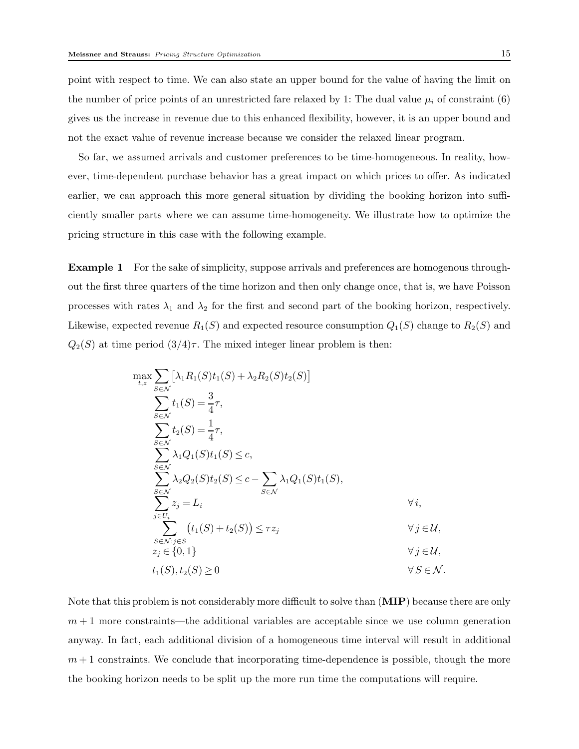point with respect to time. We can also state an upper bound for the value of having the limit on the number of price points of an unrestricted fare relaxed by 1: The dual value $\mu_i$ of constraint (6) gives us the increase in revenue due to this enhanced flexibility, however, it is an upper bound and not the exact value of revenue increase because we consider the relaxed linear program.

So far, we assumed arrivals and customer preferences to be time-homogeneous. In reality, however, time-dependent purchase behavior has a great impact on which prices to offer. As indicated earlier, we can approach this more general situation by dividing the booking horizon into sufficiently smaller parts where we can assume time-homogeneity. We illustrate how to optimize the pricing structure in this case with the following example.

**Example 1** For the sake of simplicity, suppose arrivals and preferences are homogenous throughout the first three quarters of the time horizon and then only change once, that is, we have Poisson processes with rates $\lambda_1$ and $\lambda_2$ for the first and second part of the booking horizon, respectively. Likewise, expected revenue $R_1(S)$ and expected resource consumption $Q_1(S)$ change to $R_2(S)$ and $Q_2(S)$ at time period $(3/4)\tau$. The mixed integer linear problem is then:

$$
\begin{aligned}
\max_{t,z} \sum_{S\in\mathcal{N}} & \big[\lambda_1 R_1(S) t_1(S) + \lambda_2 R_2(S) t_2(S)\big] \\
& \sum_{S\in\mathcal{N}} t_1(S) = \frac{3}{4}\tau, \\
& \sum_{S\in\mathcal{N}} t_2(S) = \frac{1}{4}\tau, \\
& \sum_{S\in\mathcal{N}} \lambda_1 Q_1(S) t_1(S) \le c, \\
& \sum_{S\in\mathcal{N}} \lambda_2 Q_2(S) t_2(S) \le c - \sum_{S\in\mathcal{N}} \lambda_1 Q_1(S) t_1(S), \\
& \sum_{j\in U_i} z_j = L_i && \forall i, \\
& \sum_{S\in\mathcal{N}: j\in S} \big(t_1(S) + t_2(S)\big) \le \tau z_j && \forall j \in \mathcal{U}, \\
& z_j \in \{0,1\} && \forall j \in \mathcal{U}, \\
& t_1(S), t_2(S) \ge 0 && \forall S \in \mathcal{N}.
\end{aligned}
$$

Note that this problem is not considerably more difficult to solve than (**MIP**) because there are only $m+1$ more constraints—the additional variables are acceptable since we use column generation anyway. In fact, each additional division of a homogeneous time interval will result in additional $m+1$ constraints. We conclude that incorporating time-dependence is possible, though the more the booking horizon needs to be split up the more run time the computations will require.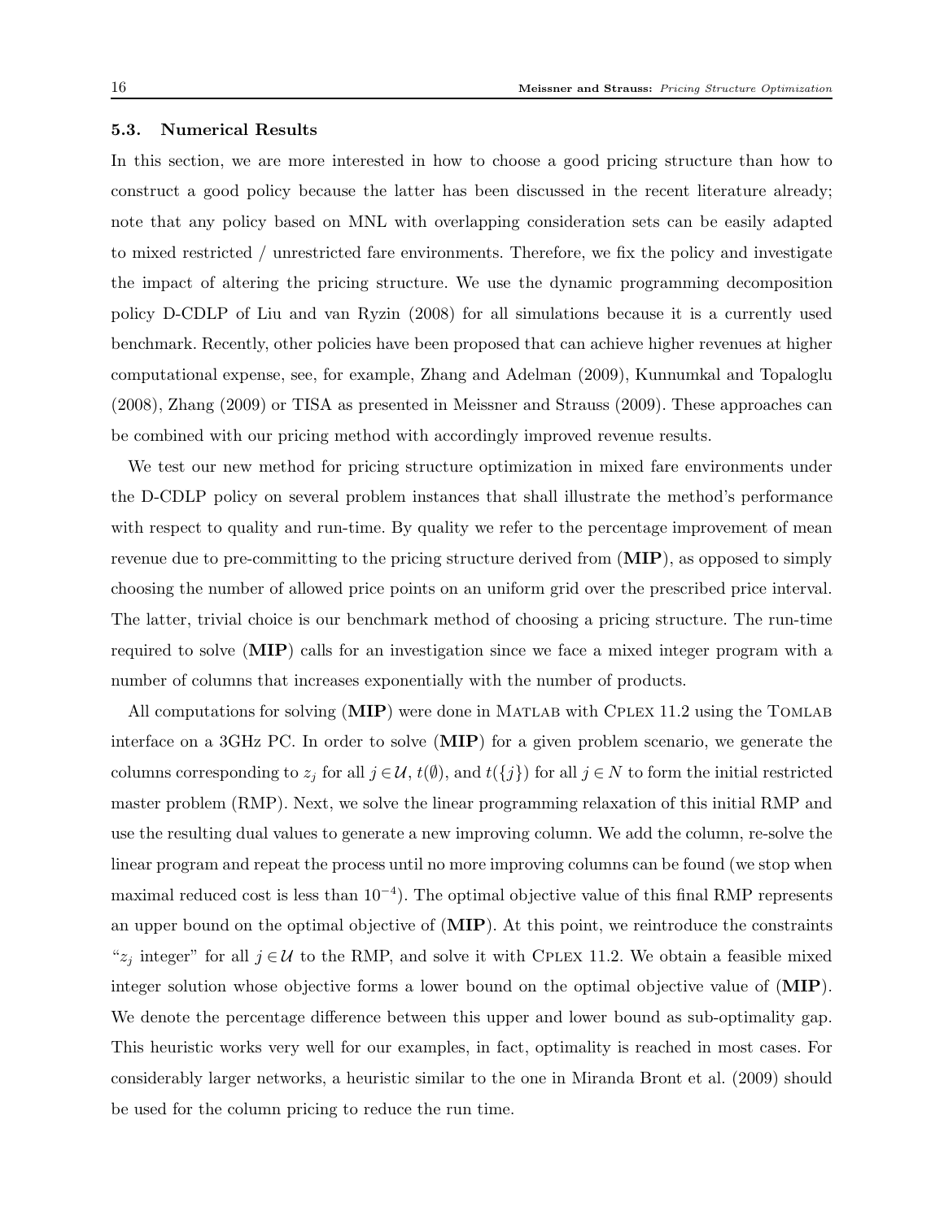### 5.3. Numerical Results

In this section, we are more interested in how to choose a good pricing structure than how to construct a good policy because the latter has been discussed in the recent literature already; note that any policy based on MNL with overlapping consideration sets can be easily adapted to mixed restricted / unrestricted fare environments. Therefore, we fix the policy and investigate the impact of altering the pricing structure. We use the dynamic programming decomposition policy D-CDLP of Liu and van Ryzin (2008) for all simulations because it is a currently used benchmark. Recently, other policies have been proposed that can achieve higher revenues at higher computational expense, see, for example, Zhang and Adelman (2009), Kunnumkal and Topaloglu (2008), Zhang (2009) or TISA as presented in Meissner and Strauss (2009). These approaches can be combined with our pricing method with accordingly improved revenue results.

We test our new method for pricing structure optimization in mixed fare environments under the D-CDLP policy on several problem instances that shall illustrate the method's performance with respect to quality and run-time. By quality we refer to the percentage improvement of mean revenue due to pre-committing to the pricing structure derived from (**MIP**), as opposed to simply choosing the number of allowed price points on an uniform grid over the prescribed price interval. The latter, trivial choice is our benchmark method of choosing a pricing structure. The run-time required to solve (**MIP**) calls for an investigation since we face a mixed integer program with a number of columns that increases exponentially with the number of products.

All computations for solving (**MIP**) were done in Matlab with Cplex 11.2 using the Tomlab interface on a 3GHz PC. In order to solve (**MIP**) for a given problem scenario, we generate the columns corresponding to $z_j$ for all $j \in \mathcal{U}$, $t(\emptyset)$, and $t(\{j\})$ for all $j \in N$ to form the initial restricted master problem (RMP). Next, we solve the linear programming relaxation of this initial RMP and use the resulting dual values to generate a new improving column. We add the column, re-solve the linear program and repeat the process until no more improving columns can be found (we stop when maximal reduced cost is less than $10^{-4}$). The optimal objective value of this final RMP represents an upper bound on the optimal objective of (**MIP**). At this point, we reintroduce the constraints "$z_j$ integer" for all $j \in \mathcal{U}$ to the RMP, and solve it with Cplex 11.2. We obtain a feasible mixed integer solution whose objective forms a lower bound on the optimal objective value of (**MIP**). We denote the percentage difference between this upper and lower bound as sub-optimality gap. This heuristic works very well for our examples, in fact, optimality is reached in most cases. For considerably larger networks, a heuristic similar to the one in Miranda Bront et al. (2009) should be used for the column pricing to reduce the run time.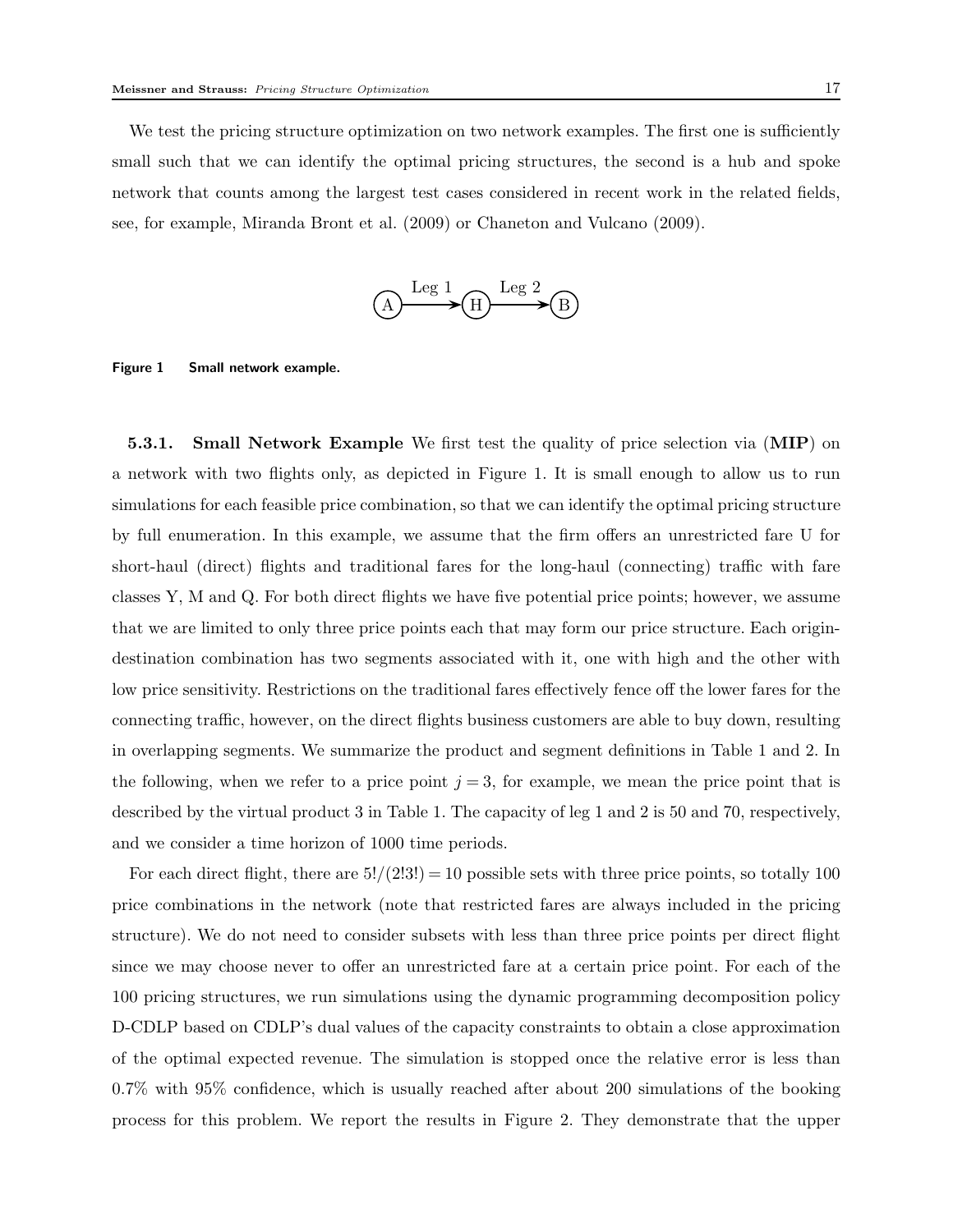We test the pricing structure optimization on two network examples. The first one is sufficiently small such that we can identify the optimal pricing structures, the second is a hub and spoke network that counts among the largest test cases considered in recent work in the related fields, see, for example, Miranda Bront et al. (2009) or Chaneton and Vulcano (2009).

A —Leg 1→ H —Leg 2→ B

**Figure 1** Small network example.

**5.3.1. Small Network Example** We first test the quality of price selection via (**MIP**) on a network with two flights only, as depicted in Figure 1. It is small enough to allow us to run simulations for each feasible price combination, so that we can identify the optimal pricing structure by full enumeration. In this example, we assume that the firm offers an unrestricted fare U for short-haul (direct) flights and traditional fares for the long-haul (connecting) traffic with fare classes Y, M and Q. For both direct flights we have five potential price points; however, we assume that we are limited to only three price points each that may form our price structure. Each origin-destination combination has two segments associated with it, one with high and the other with low price sensitivity. Restrictions on the traditional fares effectively fence off the lower fares for the connecting traffic, however, on the direct flights business customers are able to buy down, resulting in overlapping segments. We summarize the product and segment definitions in Table 1 and 2. In the following, when we refer to a price point $j = 3$, for example, we mean the price point that is described by the virtual product 3 in Table 1. The capacity of leg 1 and 2 is 50 and 70, respectively, and we consider a time horizon of 1000 time periods.

For each direct flight, there are $5!/(2!3!) = 10$ possible sets with three price points, so totally 100 price combinations in the network (note that restricted fares are always included in the pricing structure). We do not need to consider subsets with less than three price points per direct flight since we may choose never to offer an unrestricted fare at a certain price point. For each of the 100 pricing structures, we run simulations using the dynamic programming decomposition policy D-CDLP based on CDLP's dual values of the capacity constraints to obtain a close approximation of the optimal expected revenue. The simulation is stopped once the relative error is less than 0.7% with 95% confidence, which is usually reached after about 200 simulations of the booking process for this problem. We report the results in Figure 2. They demonstrate that the upper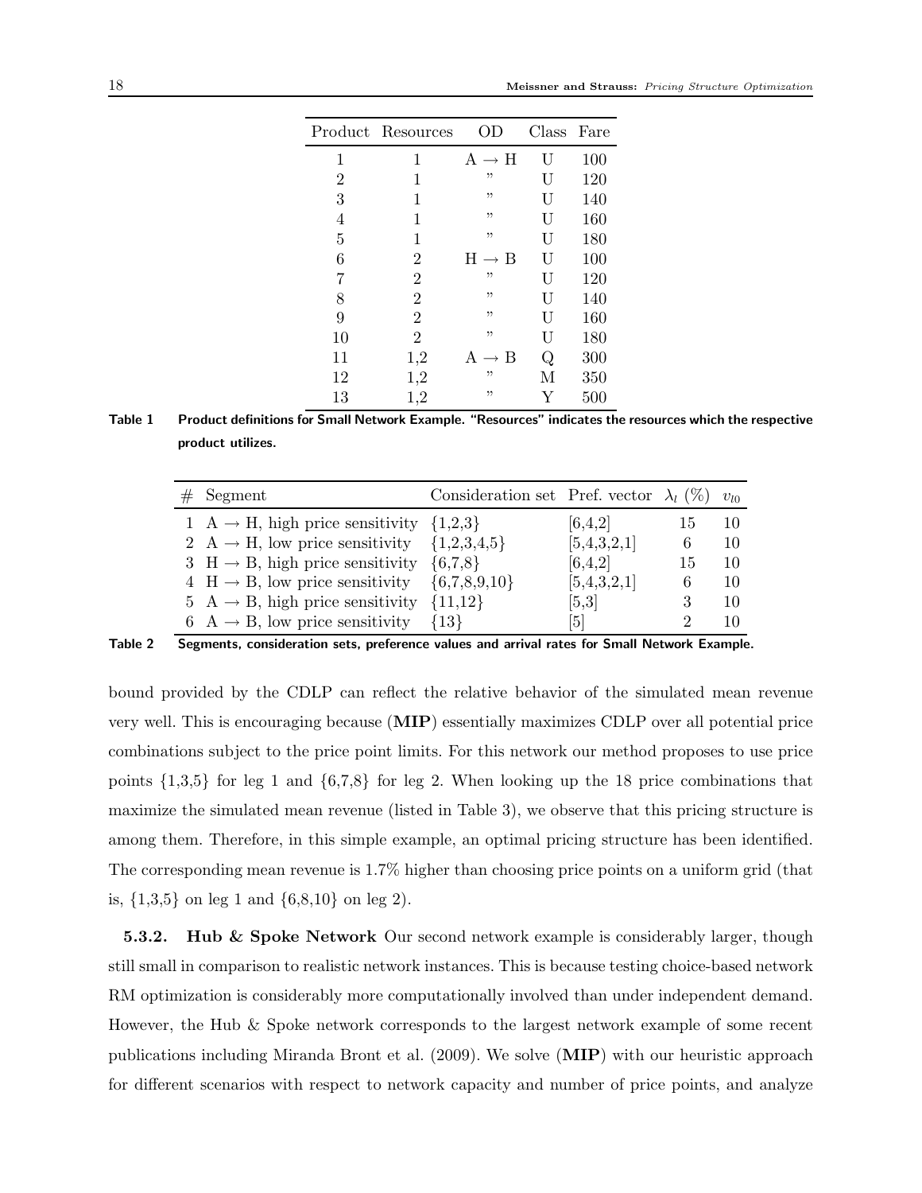| Product | Resources | OD | Class | Fare |
|---|---|---|---|---|
| 1 | 1 | A $\rightarrow$ H | U | 100 |
| 2 | 1 | " | U | 120 |
| 3 | 1 | " | U | 140 |
| 4 | 1 | " | U | 160 |
| 5 | 1 | " | U | 180 |
| 6 | 2 | H $\rightarrow$ B | U | 100 |
| 7 | 2 | " | U | 120 |
| 8 | 2 | " | U | 140 |
| 9 | 2 | " | U | 160 |
| 10 | 2 | " | U | 180 |
| 11 | 1,2 | A $\rightarrow$ B | Q | 300 |
| 12 | 1,2 | " | M | 350 |
| 13 | 1,2 | " | Y | 500 |

**Table 1** Product definitions for Small Network Example. "Resources" indicates the resources which the respective product utilizes.

| # | Segment | Consideration set | Pref. vector | $\lambda_l$ (%) | $v_{l0}$ |
|---|---|---|---|---|---|
| 1 | A $\rightarrow$ H, high price sensitivity | {1,2,3} | [6,4,2] | 15 | 10 |
| 2 | A $\rightarrow$ H, low price sensitivity | {1,2,3,4,5} | [5,4,3,2,1] | 6 | 10 |
| 3 | H $\rightarrow$ B, high price sensitivity | {6,7,8} | [6,4,2] | 15 | 10 |
| 4 | H $\rightarrow$ B, low price sensitivity | {6,7,8,9,10} | [5,4,3,2,1] | 6 | 10 |
| 5 | A $\rightarrow$ B, high price sensitivity | {11,12} | [5,3] | 3 | 10 |
| 6 | A $\rightarrow$ B, low price sensitivity | {13} | [5] | 2 | 10 |

**Table 2** Segments, consideration sets, preference values and arrival rates for Small Network Example.

bound provided by the CDLP can reflect the relative behavior of the simulated mean revenue very well. This is encouraging because (**MIP**) essentially maximizes CDLP over all potential price combinations subject to the price point limits. For this network our method proposes to use price points {1,3,5} for leg 1 and {6,7,8} for leg 2. When looking up the 18 price combinations that maximize the simulated mean revenue (listed in Table 3), we observe that this pricing structure is among them. Therefore, in this simple example, an optimal pricing structure has been identified. The corresponding mean revenue is 1.7% higher than choosing price points on a uniform grid (that is, {1,3,5} on leg 1 and {6,8,10} on leg 2).

**5.3.2. Hub & Spoke Network** Our second network example is considerably larger, though still small in comparison to realistic network instances. This is because testing choice-based network RM optimization is considerably more computationally involved than under independent demand. However, the Hub & Spoke network corresponds to the largest network example of some recent publications including Miranda Bront et al. (2009). We solve (**MIP**) with our heuristic approach for different scenarios with respect to network capacity and number of price points, and analyze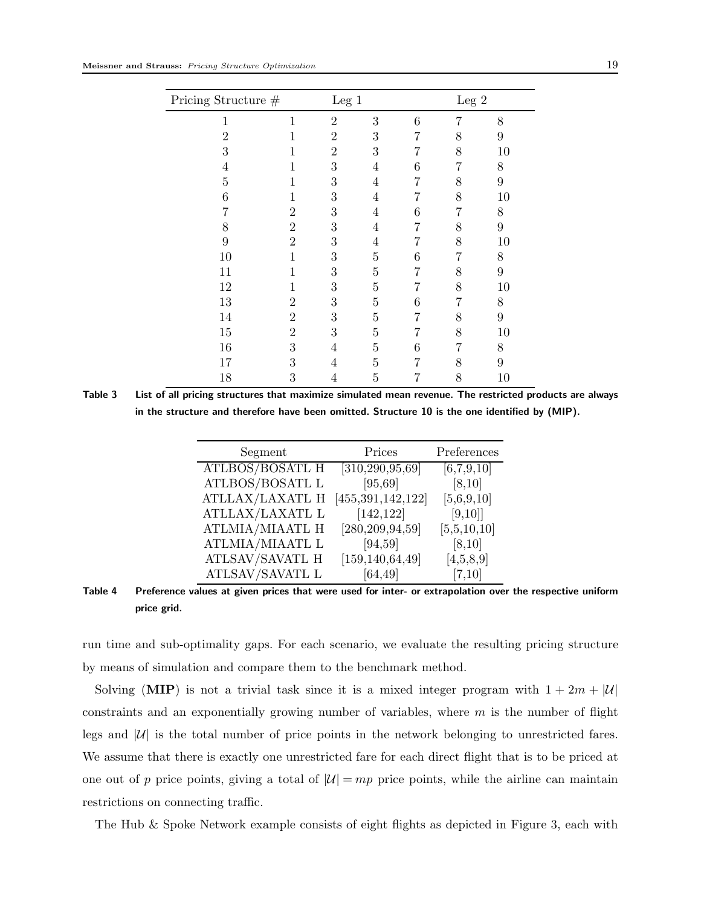| Pricing Structure # | Leg 1 | | | Leg 2 | | |
|---|---|---|---|---|---|---|
| 1 | 1 | 2 | 3 | 6 | 7 | 8 |
| 2 | 1 | 2 | 3 | 7 | 8 | 9 |
| 3 | 1 | 2 | 3 | 7 | 8 | 10 |
| 4 | 1 | 3 | 4 | 6 | 7 | 8 |
| 5 | 1 | 3 | 4 | 7 | 8 | 9 |
| 6 | 1 | 3 | 4 | 7 | 8 | 10 |
| 7 | 2 | 3 | 4 | 6 | 7 | 8 |
| 8 | 2 | 3 | 4 | 7 | 8 | 9 |
| 9 | 2 | 3 | 4 | 7 | 8 | 10 |
| 10 | 1 | 3 | 5 | 6 | 7 | 8 |
| 11 | 1 | 3 | 5 | 7 | 8 | 9 |
| 12 | 1 | 3 | 5 | 7 | 8 | 10 |
| 13 | 2 | 3 | 5 | 6 | 7 | 8 |
| 14 | 2 | 3 | 5 | 7 | 8 | 9 |
| 15 | 2 | 3 | 5 | 7 | 8 | 10 |
| 16 | 3 | 4 | 5 | 6 | 7 | 8 |
| 17 | 3 | 4 | 5 | 7 | 8 | 9 |
| 18 | 3 | 4 | 5 | 7 | 8 | 10 |

**Table 3** List of all pricing structures that maximize simulated mean revenue. The restricted products are always in the structure and therefore have been omitted. Structure 10 is the one identified by (MIP).

| Segment | Prices | Preferences |
|---|---|---|
| ATLBOS/BOSATL H | [310,290,95,69] | [6,7,9,10] |
| ATLBOS/BOSATL L | [95,69] | [8,10] |
| ATLLAX/LAXATL H | [455,391,142,122] | [5,6,9,10] |
| ATLLAX/LAXATL L | [142,122] | [9,10]] |
| ATLMIA/MIAATL H | [280,209,94,59] | [5,5,10,10] |
| ATLMIA/MIAATL L | [94,59] | [8,10] |
| ATLSAV/SAVATL H | [159,140,64,49] | [4,5,8,9] |
| ATLSAV/SAVATL L | [64,49] | [7,10] |

**Table 4** Preference values at given prices that were used for inter- or extrapolation over the respective uniform price grid.

run time and sub-optimality gaps. For each scenario, we evaluate the resulting pricing structure by means of simulation and compare them to the benchmark method.

Solving (**MIP**) is not a trivial task since it is a mixed integer program with $1 + 2m + |\mathcal{U}|$ constraints and an exponentially growing number of variables, where $m$ is the number of flight legs and $|\mathcal{U}|$ is the total number of price points in the network belonging to unrestricted fares. We assume that there is exactly one unrestricted fare for each direct flight that is to be priced at one out of $p$ price points, giving a total of $|\mathcal{U}| = mp$ price points, while the airline can maintain restrictions on connecting traffic.

The Hub & Spoke Network example consists of eight flights as depicted in Figure 3, each with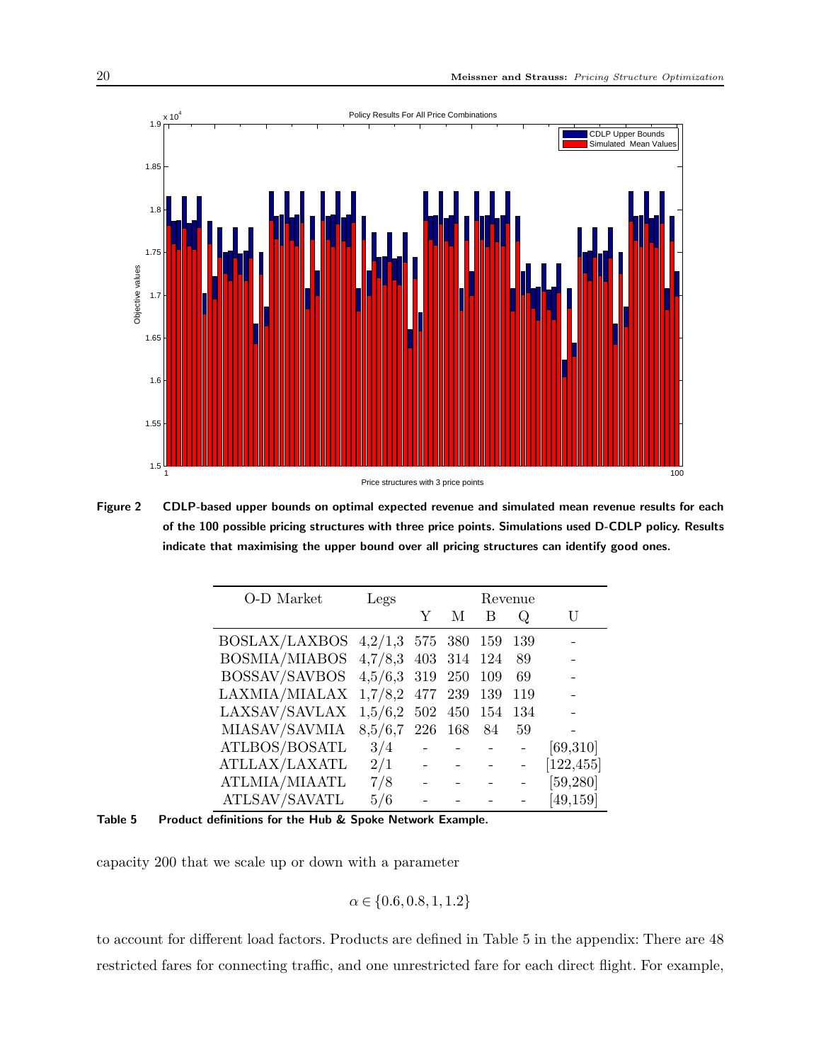**Figure 2** CDLP-based upper bounds on optimal expected revenue and simulated mean revenue results for each of the 100 possible pricing structures with three price points. Simulations used D-CDLP policy. Results indicate that maximising the upper bound over all pricing structures can identify good ones.

| O-D Market | Legs | Revenue | | | | |
|---|---|---|---|---|---|---|
| | | Y | M | B | Q | U |
| BOSLAX/LAXBOS | 4,2/1,3 | 575 | 380 | 159 | 139 | - |
| BOSMIA/MIABOS | 4,7/8,3 | 403 | 314 | 124 | 89 | - |
| BOSSAV/SAVBOS | 4,5/6,3 | 319 | 250 | 109 | 69 | - |
| LAXMIA/MIALAX | 1,7/8,2 | 477 | 239 | 139 | 119 | - |
| LAXSAV/SAVLAX | 1,5/6,2 | 502 | 450 | 154 | 134 | - |
| MIASAV/SAVMIA | 8,5/6,7 | 226 | 168 | 84 | 59 | - |
| ATLBOS/BOSATL | 3/4 | - | - | - | - | [69,310] |
| ATLLAX/LAXATL | 2/1 | - | - | - | - | [122,455] |
| ATLMIA/MIAATL | 7/8 | - | - | - | - | [59,280] |
| ATLSAV/SAVATL | 5/6 | - | - | - | - | [49,159] |

**Table 5** Product definitions for the Hub & Spoke Network Example.

capacity 200 that we scale up or down with a parameter

$$\alpha \in \{0.6, 0.8, 1, 1.2\}$$

to account for different load factors. Products are defined in Table 5 in the appendix: There are 48 restricted fares for connecting traffic, and one unrestricted fare for each direct flight. For example,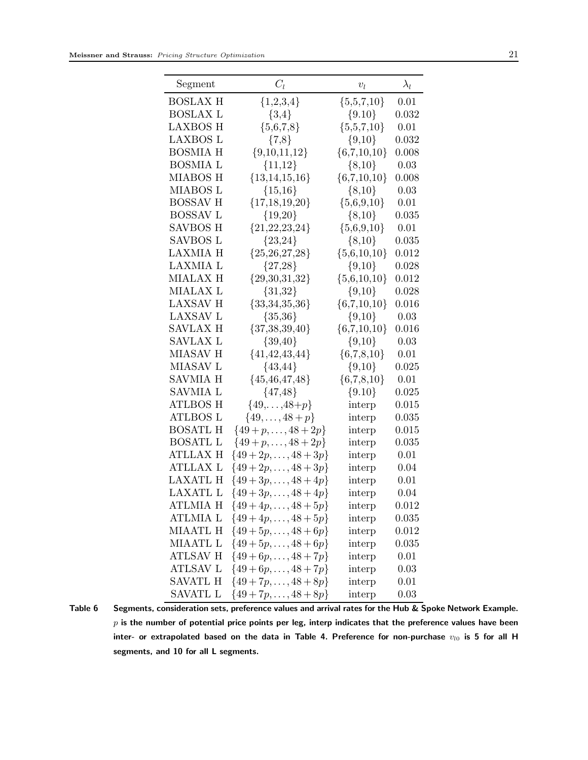| Segment | $C_l$ | $v_l$ | $\lambda_l$ |
|---|---|---|---|
| BOSLAX H | {1,2,3,4} | {5,5,7,10} | 0.01 |
| BOSLAX L | {3,4} | {9.10} | 0.032 |
| LAXBOS H | {5,6,7,8} | {5,5,7,10} | 0.01 |
| LAXBOS L | {7,8} | {9,10} | 0.032 |
| BOSMIA H | {9,10,11,12} | {6,7,10,10} | 0.008 |
| BOSMIA L | {11,12} | {8,10} | 0.03 |
| MIABOS H | {13,14,15,16} | {6,7,10,10} | 0.008 |
| MIABOS L | {15,16} | {8,10} | 0.03 |
| BOSSAV H | {17,18,19,20} | {5,6,9,10} | 0.01 |
| BOSSAV L | {19,20} | {8,10} | 0.035 |
| SAVBOS H | {21,22,23,24} | {5,6,9,10} | 0.01 |
| SAVBOS L | {23,24} | {8,10} | 0.035 |
| LAXMIA H | {25,26,27,28} | {5,6,10,10} | 0.012 |
| LAXMIA L | {27,28} | {9,10} | 0.028 |
| MIALAX H | {29,30,31,32} | {5,6,10,10} | 0.012 |
| MIALAX L | {31,32} | {9,10} | 0.028 |
| LAXSAV H | {33,34,35,36} | {6,7,10,10} | 0.016 |
| LAXSAV L | {35,36} | {9,10} | 0.03 |
| SAVLAX H | {37,38,39,40} | {6,7,10,10} | 0.016 |
| SAVLAX L | {39,40} | {9,10} | 0.03 |
| MIASAV H | {41,42,43,44} | {6,7,8,10} | 0.01 |
| MIASAV L | {43,44} | {9,10} | 0.025 |
| SAVMIA H | {45,46,47,48} | {6,7,8,10} | 0.01 |
| SAVMIA L | {47,48} | {9.10} | 0.025 |
| ATLBOS H | $\{49,\ldots,48+p\}$ | interp | 0.015 |
| ATLBOS L | $\{49,\ldots,48+p\}$ | interp | 0.035 |
| BOSATL H | $\{49+p,\ldots,48+2p\}$ | interp | 0.015 |
| BOSATL L | $\{49+p,\ldots,48+2p\}$ | interp | 0.035 |
| ATLLAX H | $\{49+2p,\ldots,48+3p\}$ | interp | 0.01 |
| ATLLAX L | $\{49+2p,\ldots,48+3p\}$ | interp | 0.04 |
| LAXATL H | $\{49+3p,\ldots,48+4p\}$ | interp | 0.01 |
| LAXATL L | $\{49+3p,\ldots,48+4p\}$ | interp | 0.04 |
| ATLMIA H | $\{49+4p,\ldots,48+5p\}$ | interp | 0.012 |
| ATLMIA L | $\{49+4p,\ldots,48+5p\}$ | interp | 0.035 |
| MIAATL H | $\{49+5p,\ldots,48+6p\}$ | interp | 0.012 |
| MIAATL L | $\{49+5p,\ldots,48+6p\}$ | interp | 0.035 |
| ATLSAV H | $\{49+6p,\ldots,48+7p\}$ | interp | 0.01 |
| ATLSAV L | $\{49+6p,\ldots,48+7p\}$ | interp | 0.03 |
| SAVATL H | $\{49+7p,\ldots,48+8p\}$ | interp | 0.01 |
| SAVATL L | $\{49+7p,\ldots,48+8p\}$ | interp | 0.03 |

**Table 6 Segments, consideration sets, preference values and arrival rates for the Hub & Spoke Network Example. $p$ is the number of potential price points per leg, interp indicates that the preference values have been inter- or extrapolated based on the data in Table 4. Preference for non-purchase $v_{l0}$ is 5 for all H segments, and 10 for all L segments.**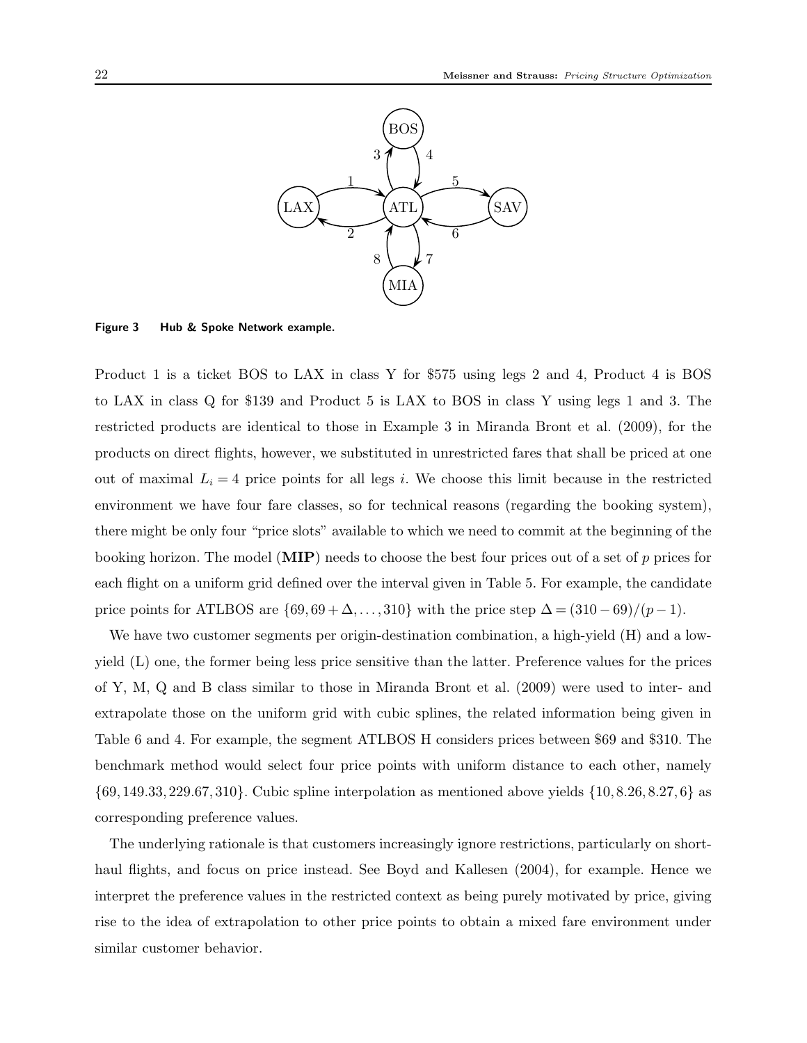**Figure 3 Hub & Spoke Network example.**

Product 1 is a ticket BOS to LAX in class Y for \$575 using legs 2 and 4, Product 4 is BOS to LAX in class Q for \$139 and Product 5 is LAX to BOS in class Y using legs 1 and 3. The restricted products are identical to those in Example 3 in Miranda Bront et al. (2009), for the products on direct flights, however, we substituted in unrestricted fares that shall be priced at one out of maximal $L_i = 4$ price points for all legs $i$. We choose this limit because in the restricted environment we have four fare classes, so for technical reasons (regarding the booking system), there might be only four "price slots" available to which we need to commit at the beginning of the booking horizon. The model (**MIP**) needs to choose the best four prices out of a set of $p$ prices for each flight on a uniform grid defined over the interval given in Table 5. For example, the candidate price points for ATLBOS are $\{69, 69+\Delta, \ldots, 310\}$ with the price step $\Delta = (310-69)/(p-1)$.

We have two customer segments per origin-destination combination, a high-yield (H) and a low-yield (L) one, the former being less price sensitive than the latter. Preference values for the prices of Y, M, Q and B class similar to those in Miranda Bront et al. (2009) were used to inter- and extrapolate those on the uniform grid with cubic splines, the related information being given in Table 6 and 4. For example, the segment ATLBOS H considers prices between \$69 and \$310. The benchmark method would select four price points with uniform distance to each other, namely $\{69, 149.33, 229.67, 310\}$. Cubic spline interpolation as mentioned above yields $\{10, 8.26, 8.27, 6\}$ as corresponding preference values.

The underlying rationale is that customers increasingly ignore restrictions, particularly on short-haul flights, and focus on price instead. See Boyd and Kallesen (2004), for example. Hence we interpret the preference values in the restricted context as being purely motivated by price, giving rise to the idea of extrapolation to other price points to obtain a mixed fare environment under similar customer behavior.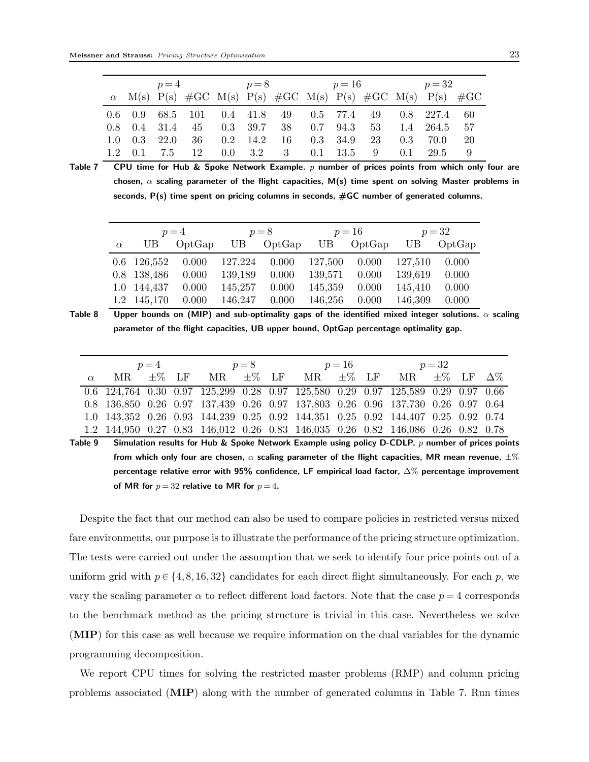| | $p=4$ | | | $p=8$ | | | $p=16$ | | | $p=32$ | | |
|---|---|---|---|---|---|---|---|---|---|---|---|---|
| $\alpha$ | M(s) | P(s) | #GC | M(s) | P(s) | #GC | M(s) | P(s) | #GC | M(s) | P(s) | #GC |
| 0.6 | 0.9 | 68.5 | 101 | 0.4 | 41.8 | 49 | 0.5 | 77.4 | 49 | 0.8 | 227.4 | 60 |
| 0.8 | 0.4 | 31.4 | 45 | 0.3 | 39.7 | 38 | 0.7 | 94.3 | 53 | 1.4 | 264.5 | 57 |
| 1.0 | 0.3 | 22.0 | 36 | 0.2 | 14.2 | 16 | 0.3 | 34.9 | 23 | 0.3 | 70.0 | 20 |
| 1.2 | 0.1 | 7.5 | 12 | 0.0 | 3.2 | 3 | 0.1 | 13.5 | 9 | 0.1 | 29.5 | 9 |

**Table 7** CPU time for Hub & Spoke Network Example. $p$ number of prices points from which only four are chosen, $\alpha$ scaling parameter of the flight capacities, M(s) time spent on solving Master problems in seconds, P(s) time spent on pricing columns in seconds, #GC number of generated columns.

| | $p=4$ | | $p=8$ | | $p=16$ | | $p=32$ | |
|---|---|---|---|---|---|---|---|---|
| $\alpha$ | UB | OptGap | UB | OptGap | UB | OptGap | UB | OptGap |
| 0.6 | 126,552 | 0.000 | 127,224 | 0.000 | 127,500 | 0.000 | 127,510 | 0.000 |
| 0.8 | 138,486 | 0.000 | 139,189 | 0.000 | 139,571 | 0.000 | 139,619 | 0.000 |
| 1.0 | 144,437 | 0.000 | 145,257 | 0.000 | 145,359 | 0.000 | 145,410 | 0.000 |
| 1.2 | 145,170 | 0.000 | 146,247 | 0.000 | 146,256 | 0.000 | 146,309 | 0.000 |

**Table 8** Upper bounds on (MIP) and sub-optimality gaps of the identified mixed integer solutions. $\alpha$ scaling parameter of the flight capacities, UB upper bound, OptGap percentage optimality gap.

| | $p=4$ | | | $p=8$ | | | $p=16$ | | | $p=32$ | | | |
|---|---|---|---|---|---|---|---|---|---|---|---|---|---|
| $\alpha$ | MR | $\pm\%$ | LF | MR | $\pm\%$ | LF | MR | $\pm\%$ | LF | MR | $\pm\%$ | LF | $\Delta\%$ |
| 0.6 | 124,764 | 0.30 | 0.97 | 125,299 | 0.28 | 0.97 | 125,580 | 0.29 | 0.97 | 125,589 | 0.29 | 0.97 | 0.66 |
| 0.8 | 136,850 | 0.26 | 0.97 | 137,439 | 0.26 | 0.97 | 137,803 | 0.26 | 0.96 | 137,730 | 0.26 | 0.97 | 0.64 |
| 1.0 | 143,352 | 0.26 | 0.93 | 144,239 | 0.25 | 0.92 | 144,351 | 0.25 | 0.92 | 144,407 | 0.25 | 0.92 | 0.74 |
| 1.2 | 144,950 | 0.27 | 0.83 | 146,012 | 0.26 | 0.83 | 146,035 | 0.26 | 0.82 | 146,086 | 0.26 | 0.82 | 0.78 |

**Table 9** Simulation results for Hub & Spoke Network Example using policy D-CDLP. $p$ number of prices points from which only four are chosen, $\alpha$ scaling parameter of the flight capacities, MR mean revenue, $\pm\%$ percentage relative error with 95% confidence, LF empirical load factor, $\Delta\%$ percentage improvement of MR for $p=32$ relative to MR for $p=4$.

Despite the fact that our method can also be used to compare policies in restricted versus mixed fare environments, our purpose is to illustrate the performance of the pricing structure optimization. The tests were carried out under the assumption that we seek to identify four price points out of a uniform grid with $p \in \{4, 8, 16, 32\}$ candidates for each direct flight simultaneously. For each $p$, we vary the scaling parameter $\alpha$ to reflect different load factors. Note that the case $p=4$ corresponds to the benchmark method as the pricing structure is trivial in this case. Nevertheless we solve (**MIP**) for this case as well because we require information on the dual variables for the dynamic programming decomposition.

We report CPU times for solving the restricted master problems (RMP) and column pricing problems associated (**MIP**) along with the number of generated columns in Table 7. Run times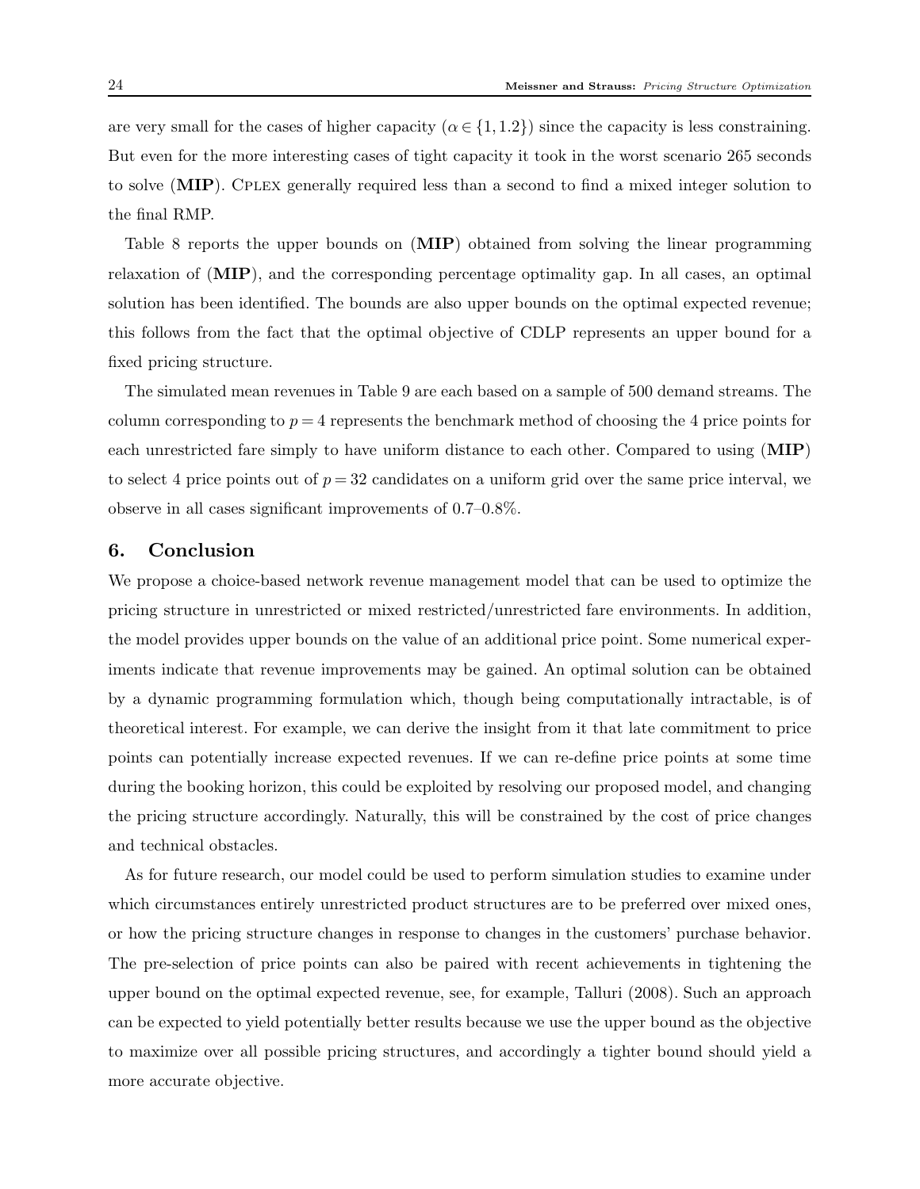are very small for the cases of higher capacity ($\alpha \in \{1, 1.2\}$) since the capacity is less constraining. But even for the more interesting cases of tight capacity it took in the worst scenario 265 seconds to solve (**MIP**). Cplex generally required less than a second to find a mixed integer solution to the final RMP.

Table 8 reports the upper bounds on (**MIP**) obtained from solving the linear programming relaxation of (**MIP**), and the corresponding percentage optimality gap. In all cases, an optimal solution has been identified. The bounds are also upper bounds on the optimal expected revenue; this follows from the fact that the optimal objective of CDLP represents an upper bound for a fixed pricing structure.

The simulated mean revenues in Table 9 are each based on a sample of 500 demand streams. The column corresponding to $p = 4$ represents the benchmark method of choosing the 4 price points for each unrestricted fare simply to have uniform distance to each other. Compared to using (**MIP**) to select 4 price points out of $p = 32$ candidates on a uniform grid over the same price interval, we observe in all cases significant improvements of 0.7–0.8%.

## 6. Conclusion

We propose a choice-based network revenue management model that can be used to optimize the pricing structure in unrestricted or mixed restricted/unrestricted fare environments. In addition, the model provides upper bounds on the value of an additional price point. Some numerical experiments indicate that revenue improvements may be gained. An optimal solution can be obtained by a dynamic programming formulation which, though being computationally intractable, is of theoretical interest. For example, we can derive the insight from it that late commitment to price points can potentially increase expected revenues. If we can re-define price points at some time during the booking horizon, this could be exploited by resolving our proposed model, and changing the pricing structure accordingly. Naturally, this will be constrained by the cost of price changes and technical obstacles.

As for future research, our model could be used to perform simulation studies to examine under which circumstances entirely unrestricted product structures are to be preferred over mixed ones, or how the pricing structure changes in response to changes in the customers' purchase behavior. The pre-selection of price points can also be paired with recent achievements in tightening the upper bound on the optimal expected revenue, see, for example, Talluri (2008). Such an approach can be expected to yield potentially better results because we use the upper bound as the objective to maximize over all possible pricing structures, and accordingly a tighter bound should yield a more accurate objective.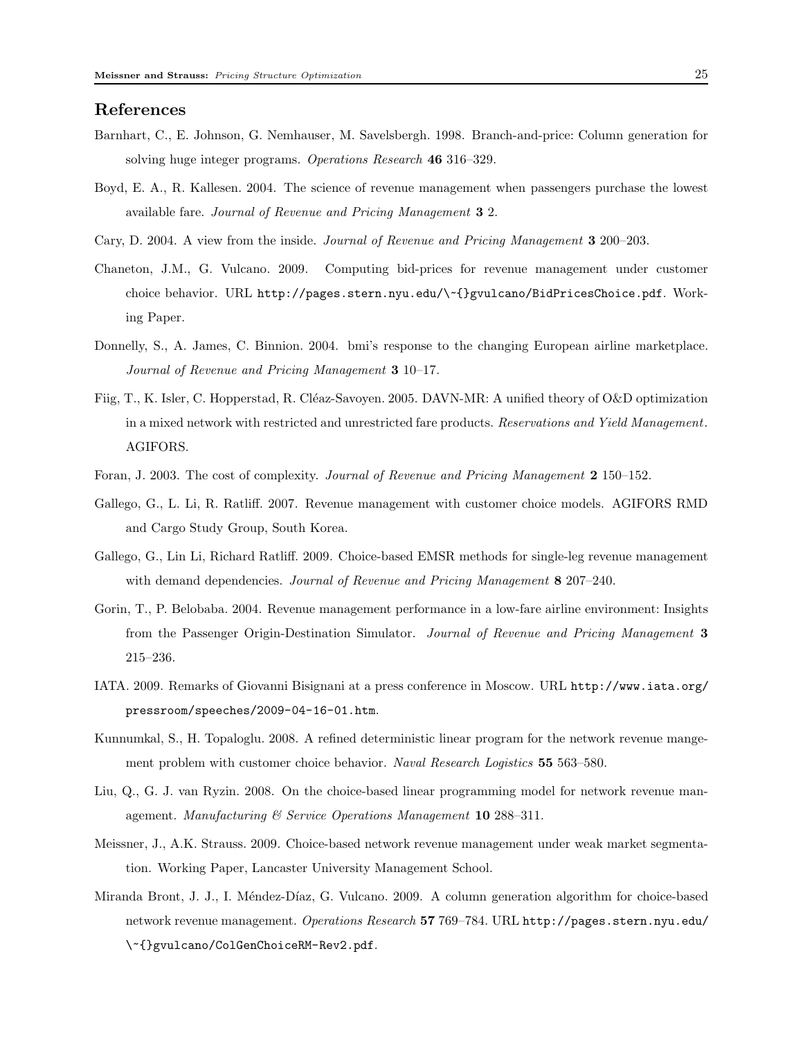## References

Barnhart, C., E. Johnson, G. Nemhauser, M. Savelsbergh. 1998. Branch-and-price: Column generation for solving huge integer programs. *Operations Research* **46** 316–329.

Boyd, E. A., R. Kallesen. 2004. The science of revenue management when passengers purchase the lowest available fare. *Journal of Revenue and Pricing Management* **3** 2.

Cary, D. 2004. A view from the inside. *Journal of Revenue and Pricing Management* **3** 200–203.

Chaneton, J.M., G. Vulcano. 2009. Computing bid-prices for revenue management under customer choice behavior. URL `http://pages.stern.nyu.edu/\~{}gvulcano/BidPricesChoice.pdf`. Working Paper.

Donnelly, S., A. James, C. Binnion. 2004. bmi's response to the changing European airline marketplace. *Journal of Revenue and Pricing Management* **3** 10–17.

Fiig, T., K. Isler, C. Hopperstad, R. Cléaz-Savoyen. 2005. DAVN-MR: A unified theory of O&D optimization in a mixed network with restricted and unrestricted fare products. *Reservations and Yield Management*. AGIFORS.

Foran, J. 2003. The cost of complexity. *Journal of Revenue and Pricing Management* **2** 150–152.

Gallego, G., L. Li, R. Ratliff. 2007. Revenue management with customer choice models. AGIFORS RMD and Cargo Study Group, South Korea.

Gallego, G., Lin Li, Richard Ratliff. 2009. Choice-based EMSR methods for single-leg revenue management with demand dependencies. *Journal of Revenue and Pricing Management* **8** 207–240.

Gorin, T., P. Belobaba. 2004. Revenue management performance in a low-fare airline environment: Insights from the Passenger Origin-Destination Simulator. *Journal of Revenue and Pricing Management* **3** 215–236.

IATA. 2009. Remarks of Giovanni Bisignani at a press conference in Moscow. URL `http://www.iata.org/pressroom/speeches/2009-04-16-01.htm`.

Kunnumkal, S., H. Topaloglu. 2008. A refined deterministic linear program for the network revenue mangement problem with customer choice behavior. *Naval Research Logistics* **55** 563–580.

Liu, Q., G. J. van Ryzin. 2008. On the choice-based linear programming model for network revenue management. *Manufacturing & Service Operations Management* **10** 288–311.

Meissner, J., A.K. Strauss. 2009. Choice-based network revenue management under weak market segmentation. Working Paper, Lancaster University Management School.

Miranda Bront, J. J., I. Méndez-Díaz, G. Vulcano. 2009. A column generation algorithm for choice-based network revenue management. *Operations Research* **57** 769–784. URL `http://pages.stern.nyu.edu/\~{}gvulcano/ColGenChoiceRM-Rev2.pdf`.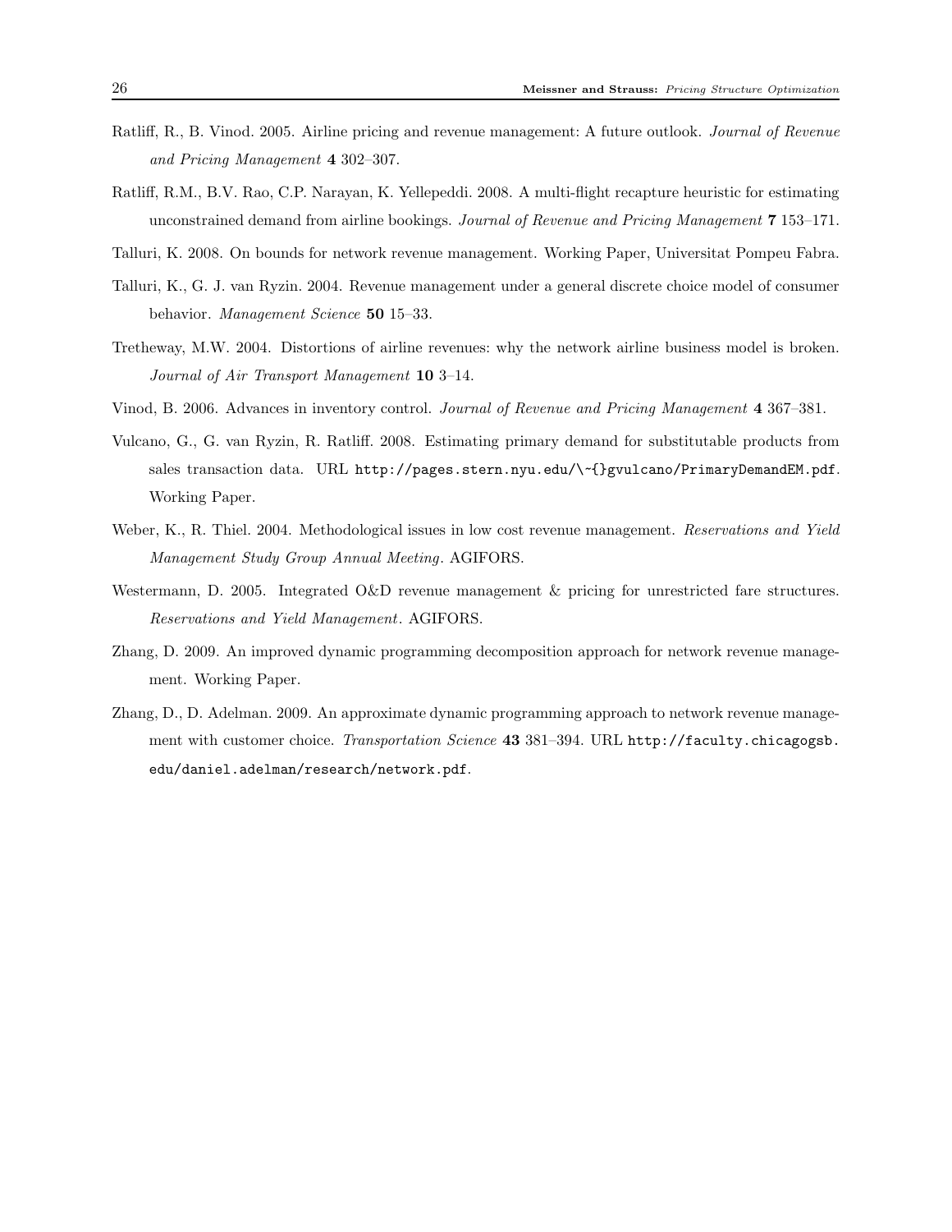Ratliff, R., B. Vinod. 2005. Airline pricing and revenue management: A future outlook. *Journal of Revenue and Pricing Management* **4** 302–307.

Ratliff, R.M., B.V. Rao, C.P. Narayan, K. Yellepeddi. 2008. A multi-flight recapture heuristic for estimating unconstrained demand from airline bookings. *Journal of Revenue and Pricing Management* **7** 153–171.

Talluri, K. 2008. On bounds for network revenue management. Working Paper, Universitat Pompeu Fabra.

Talluri, K., G. J. van Ryzin. 2004. Revenue management under a general discrete choice model of consumer behavior. *Management Science* **50** 15–33.

Tretheway, M.W. 2004. Distortions of airline revenues: why the network airline business model is broken. *Journal of Air Transport Management* **10** 3–14.

Vinod, B. 2006. Advances in inventory control. *Journal of Revenue and Pricing Management* **4** 367–381.

Vulcano, G., G. van Ryzin, R. Ratliff. 2008. Estimating primary demand for substitutable products from sales transaction data. URL `http://pages.stern.nyu.edu/\~{}gvulcano/PrimaryDemandEM.pdf`. Working Paper.

Weber, K., R. Thiel. 2004. Methodological issues in low cost revenue management. *Reservations and Yield Management Study Group Annual Meeting*. AGIFORS.

Westermann, D. 2005. Integrated O&D revenue management & pricing for unrestricted fare structures. *Reservations and Yield Management*. AGIFORS.

Zhang, D. 2009. An improved dynamic programming decomposition approach for network revenue management. Working Paper.

Zhang, D., D. Adelman. 2009. An approximate dynamic programming approach to network revenue management with customer choice. *Transportation Science* **43** 381–394. URL `http://faculty.chicagogsb.edu/daniel.adelman/research/network.pdf`.